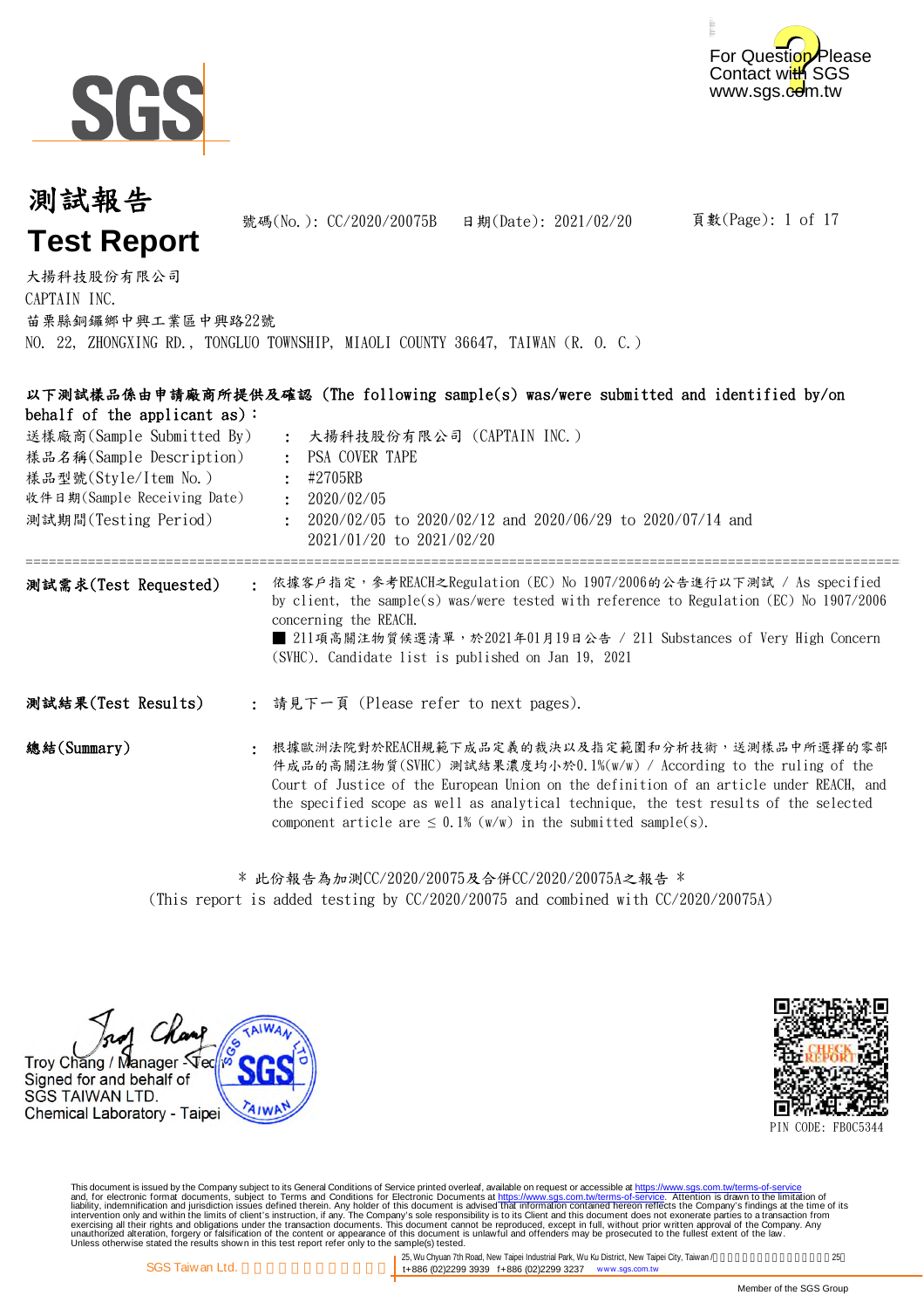# 測試報告

# Test Report

號碼(No.): CC/2020/20075B　　日期(Date): 2021/02/20

大揚科技股份有限公司
CAPTAIN INC.
苗栗縣銅鑼鄉中興工業區中興路22號
NO. 22, ZHONGXING RD., TONGLUO TOWNSHIP, MIAOLI COUNTY 36647, TAIWAN (R. O. C.)

**以下測試樣品係由申請廠商所提供及確認 (The following sample(s) was/were submitted and identified by/on behalf of the applicant as):**

| | | |
|---|---|---|
| 送樣廠商(Sample Submitted By) | : | 大揚科技股份有限公司 (CAPTAIN INC.) |
| 樣品名稱(Sample Description) | : | PSA COVER TAPE |
| 樣品型號(Style/Item No.) | : | #2705RB |
| 收件日期(Sample Receiving Date) | : | 2020/02/05 |
| 測試期間(Testing Period) | : | 2020/02/05 to 2020/02/12 and 2020/06/29 to 2020/07/14 and 2021/01/20 to 2021/02/20 |

**測試需求(Test Requested)** : 依據客戶指定，參考REACH之Regulation (EC) No 1907/2006的公告進行以下測試 / As specified by client, the sample(s) was/were tested with reference to Regulation (EC) No 1907/2006 concerning the REACH.
■ 211項高關注物質候選清單，於2021年01月19日公告 / 211 Substances of Very High Concern (SVHC). Candidate list is published on Jan 19, 2021

**測試結果(Test Results)** : 請見下一頁 (Please refer to next pages).

**總結(Summary)** : 根據歐洲法院對於REACH規範下成品定義的裁決以及指定範圍和分析技術，送測樣品中所選擇的零部件成品的高關注物質(SVHC) 測試結果濃度均小於0.1%(w/w) / According to the ruling of the Court of Justice of the European Union on the definition of an article under REACH, and the specified scope as well as analytical technique, the test results of the selected component article are ≤ 0.1% (w/w) in the submitted sample(s).

＊此份報告為加測CC/2020/20075及合併CC/2020/20075A之報告＊
(This report is added testing by CC/2020/20075 and combined with CC/2020/20075A)

Troy Chang / Manager - Tech
Signed for and behalf of
SGS TAIWAN LTD.
Chemical Laboratory - Taipei

PIN CODE: FB0C5344

This document is issued by the Company subject to its General Conditions of Service printed overleaf, available on request or accessible at https://www.sgs.com.tw/terms-of-service and, for electronic format documents, subject to Terms and Conditions for Electronic Documents at https://www.sgs.com.tw/terms-of-service. Attention is drawn to the limitation of liability, indemnification and jurisdiction issues defined therein. Any holder of this document is advised that information contained hereon reflects the Company's findings at the time of its intervention only and within the limits of client's instruction, if any. The Company's sole responsibility is to its Client and this document does not exonerate parties to a transaction from exercising all their rights and obligations under the transaction documents. This document cannot be reproduced, except in full, without prior written approval of the Company. Any unauthorized alteration, forgery or falsification of the content or appearance of this document is unlawful and offenders may be prosecuted to the fullest extent of the law.
Unless otherwise stated the results shown in this test report refer only to the sample(s) tested.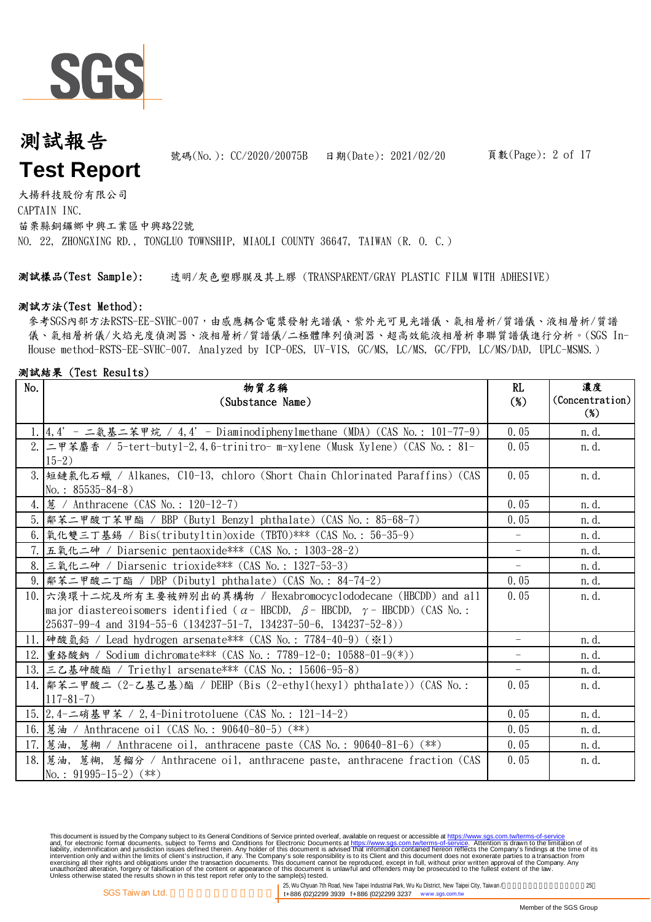# 測試報告

# Test Report

號碼(No.): CC/2020/20075B　日期(Date): 2021/02/20

大揚科技股份有限公司
CAPTAIN INC.
苗栗縣銅鑼鄉中興工業區中興路22號
NO. 22, ZHONGXING RD., TONGLUO TOWNSHIP, MIAOLI COUNTY 36647, TAIWAN (R. O. C.)

**測試樣品(Test Sample):**　透明/灰色塑膠膜及其上膠 (TRANSPARENT/GRAY PLASTIC FILM WITH ADHESIVE)

**測試方法(Test Method):**

參考SGS內部方法RSTS-EE-SVHC-007，由感應耦合電漿發射光譜儀、紫外光可見光譜儀、氣相層析/質譜儀、液相層析/質譜儀、氣相層析儀/火焰光度偵測器、液相層析/質譜儀/二極體陣列偵測器、超高效能液相層析串聯質譜儀進行分析。(SGS In-House method-RSTS-EE-SVHC-007. Analyzed by ICP-OES, UV-VIS, GC/MS, LC/MS, GC/FPD, LC/MS/DAD, UPLC-MSMS.)

**測試結果 (Test Results)**

| No. | 物質名稱 (Substance Name) | RL (%) | 濃度 (Concentration) (%) |
|---|---|---|---|
| 1. | 4,4' - 二氨基二苯甲烷 / 4,4' - Diaminodiphenylmethane (MDA) (CAS No.: 101-77-9) | 0.05 | n.d. |
| 2. | 二甲苯麝香 / 5-tert-butyl-2,4,6-trinitro- m-xylene (Musk Xylene) (CAS No.: 81-15-2) | 0.05 | n.d. |
| 3. | 短鏈氯化石蠟 / Alkanes, C10-13, chloro (Short Chain Chlorinated Paraffins) (CAS No.: 85535-84-8) | 0.05 | n.d. |
| 4. | 蒽 / Anthracene (CAS No.: 120-12-7) | 0.05 | n.d. |
| 5. | 鄰苯二甲酸丁苯甲酯 / BBP (Butyl Benzyl phthalate) (CAS No.: 85-68-7) | 0.05 | n.d. |
| 6. | 氧化雙三丁基錫 / Bis(tributyltin)oxide (TBTO)*** (CAS No.: 56-35-9) | - | n.d. |
| 7. | 五氧化二砷 / Diarsenic pentaoxide*** (CAS No.: 1303-28-2) | - | n.d. |
| 8. | 三氧化二砷 / Diarsenic trioxide*** (CAS No.: 1327-53-3) | - | n.d. |
| 9. | 鄰苯二甲酸二丁酯 / DBP (Dibutyl phthalate) (CAS No.: 84-74-2) | 0.05 | n.d. |
| 10. | 六溴環十二烷及所有主要被辨別出的異構物 / Hexabromocyclododecane (HBCDD) and all major diastereoisomers identified (α- HBCDD, β- HBCDD, γ- HBCDD) (CAS No.: 25637-99-4 and 3194-55-6 (134237-51-7, 134237-50-6, 134237-52-8)) | 0.05 | n.d. |
| 11. | 砷酸氫鉛 / Lead hydrogen arsenate*** (CAS No.: 7784-40-9) (※1) | - | n.d. |
| 12. | 重鉻酸鈉 / Sodium dichromate*** (CAS No.: 7789-12-0; 10588-01-9(*)) | - | n.d. |
| 13. | 三乙基砷酸酯 / Triethyl arsenate*** (CAS No.: 15606-95-8) | - | n.d. |
| 14. | 鄰苯二甲酸二 (2-乙基己基)酯 / DEHP (Bis (2-ethyl(hexyl) phthalate)) (CAS No.: 117-81-7) | 0.05 | n.d. |
| 15. | 2,4-二硝基甲苯 / 2,4-Dinitrotoluene (CAS No.: 121-14-2) | 0.05 | n.d. |
| 16. | 蒽油 / Anthracene oil (CAS No.: 90640-80-5) (**) | 0.05 | n.d. |
| 17. | 蒽油, 蒽糊 / Anthracene oil, anthracene paste (CAS No.: 90640-81-6) (**) | 0.05 | n.d. |
| 18. | 蒽油, 蒽糊, 蒽餾分 / Anthracene oil, anthracene paste, anthracene fraction (CAS No.: 91995-15-2) (**) | 0.05 | n.d. |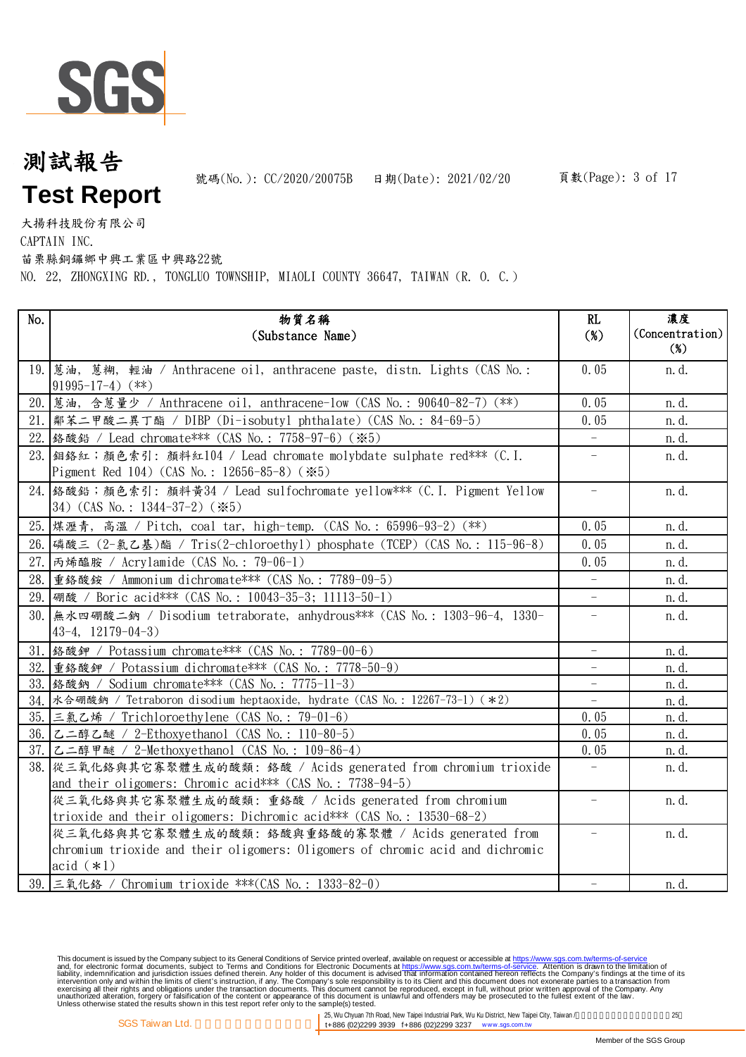# 測試報告
# Test Report

號碼(No.): CC/2020/20075B　日期(Date): 2021/02/20

大揚科技股份有限公司
CAPTAIN INC.
苗栗縣銅鑼鄉中興工業區中興路22號
NO. 22, ZHONGXING RD., TONGLUO TOWNSHIP, MIAOLI COUNTY 36647, TAIWAN (R. O. C.)

| No. | 物質名稱 (Substance Name) | RL (%) | 濃度 (Concentration) (%) |
|---|---|---|---|
| 19. | 蒽油, 蒽糊, 輕油 / Anthracene oil, anthracene paste, distn. Lights (CAS No.: 91995-17-4) (**) | 0.05 | n.d. |
| 20. | 蒽油, 含蒽量少 / Anthracene oil, anthracene-low (CAS No.: 90640-82-7) (**) | 0.05 | n.d. |
| 21. | 鄰苯二甲酸二異丁酯 / DIBP (Di-isobutyl phthalate) (CAS No.: 84-69-5) | 0.05 | n.d. |
| 22. | 鉻酸鉛 / Lead chromate*** (CAS No.: 7758-97-6) (※5) | - | n.d. |
| 23. | 鉬鉻紅；顏色索引: 顏料紅104 / Lead chromate molybdate sulphate red*** (C.I. Pigment Red 104) (CAS No.: 12656-85-8) (※5) | - | n.d. |
| 24. | 鉻酸鉛；顏色索引: 顏料黃34 / Lead sulfochromate yellow*** (C.I. Pigment Yellow 34) (CAS No.: 1344-37-2) (※5) | - | n.d. |
| 25. | 煤瀝青, 高溫 / Pitch, coal tar, high-temp. (CAS No.: 65996-93-2) (**) | 0.05 | n.d. |
| 26. | 磷酸三 (2-氯乙基)酯 / Tris(2-chloroethyl) phosphate (TCEP) (CAS No.: 115-96-8) | 0.05 | n.d. |
| 27. | 丙烯醯胺 / Acrylamide (CAS No.: 79-06-1) | 0.05 | n.d. |
| 28. | 重鉻酸銨 / Ammonium dichromate*** (CAS No.: 7789-09-5) | - | n.d. |
| 29. | 硼酸 / Boric acid*** (CAS No.: 10043-35-3; 11113-50-1) | - | n.d. |
| 30. | 無水四硼酸二鈉 / Disodium tetraborate, anhydrous*** (CAS No.: 1303-96-4, 1330-43-4, 12179-04-3) | - | n.d. |
| 31. | 鉻酸鉀 / Potassium chromate*** (CAS No.: 7789-00-6) | - | n.d. |
| 32. | 重鉻酸鉀 / Potassium dichromate*** (CAS No.: 7778-50-9) | - | n.d. |
| 33. | 鉻酸鈉 / Sodium chromate*** (CAS No.: 7775-11-3) | - | n.d. |
| 34. | 水合硼酸鈉 / Tetraboron disodium heptaoxide, hydrate (CAS No.: 12267-73-1) (*2) | - | n.d. |
| 35. | 三氯乙烯 / Trichloroethylene (CAS No.: 79-01-6) | 0.05 | n.d. |
| 36. | 乙二醇乙醚 / 2-Ethoxyethanol (CAS No.: 110-80-5) | 0.05 | n.d. |
| 37. | 乙二醇甲醚 / 2-Methoxyethanol (CAS No.: 109-86-4) | 0.05 | n.d. |
| 38. | 從三氧化鉻與其它寡聚體生成的酸類: 鉻酸 / Acids generated from chromium trioxide and their oligomers: Chromic acid*** (CAS No.: 7738-94-5) | - | n.d. |
| | 從三氧化鉻與其它寡聚體生成的酸類: 重鉻酸 / Acids generated from chromium trioxide and their oligomers: Dichromic acid*** (CAS No.: 13530-68-2) | - | n.d. |
| | 從三氧化鉻與其它寡聚體生成的酸類: 鉻酸與重鉻酸的寡聚體 / Acids generated from chromium trioxide and their oligomers: Oligomers of chromic acid and dichromic acid (*1) | - | n.d. |
| 39. | 三氧化鉻 / Chromium trioxide ***(CAS No.: 1333-82-0) | - | n.d. |

This document is issued by the Company subject to its General Conditions of Service printed overleaf, available on request or accessible at https://www.sgs.com.tw/terms-of-service and, for electronic format documents, subject to Terms and Conditions for Electronic Documents at https://www.sgs.com.tw/terms-of-service. Attention is drawn to the limitation of liability, indemnification and jurisdiction issues defined therein. Any holder of this document is advised that information contained hereon reflects the Company's findings at the time of its intervention only and within the limits of client's instruction, if any. The Company's sole responsibility is to its Client and this document does not exonerate parties to a transaction from exercising all their rights and obligations under the transaction documents. This document cannot be reproduced, except in full, without prior written approval of the Company. Any unauthorized alteration, forgery or falsification of the content or appearance of this document is unlawful and offenders may be prosecuted to the fullest extent of the law. Unless otherwise stated the results shown in this test report refer only to the sample(s) tested.

SGS Taiwan Ltd. | 25, Wu Chyuan 7th Road, New Taipei Industrial Park, Wu Ku District, New Taipei City, Taiwan | t+886 (02)2299 3939 f+886 (02)2299 3237 www.sgs.com.tw

Member of the SGS Group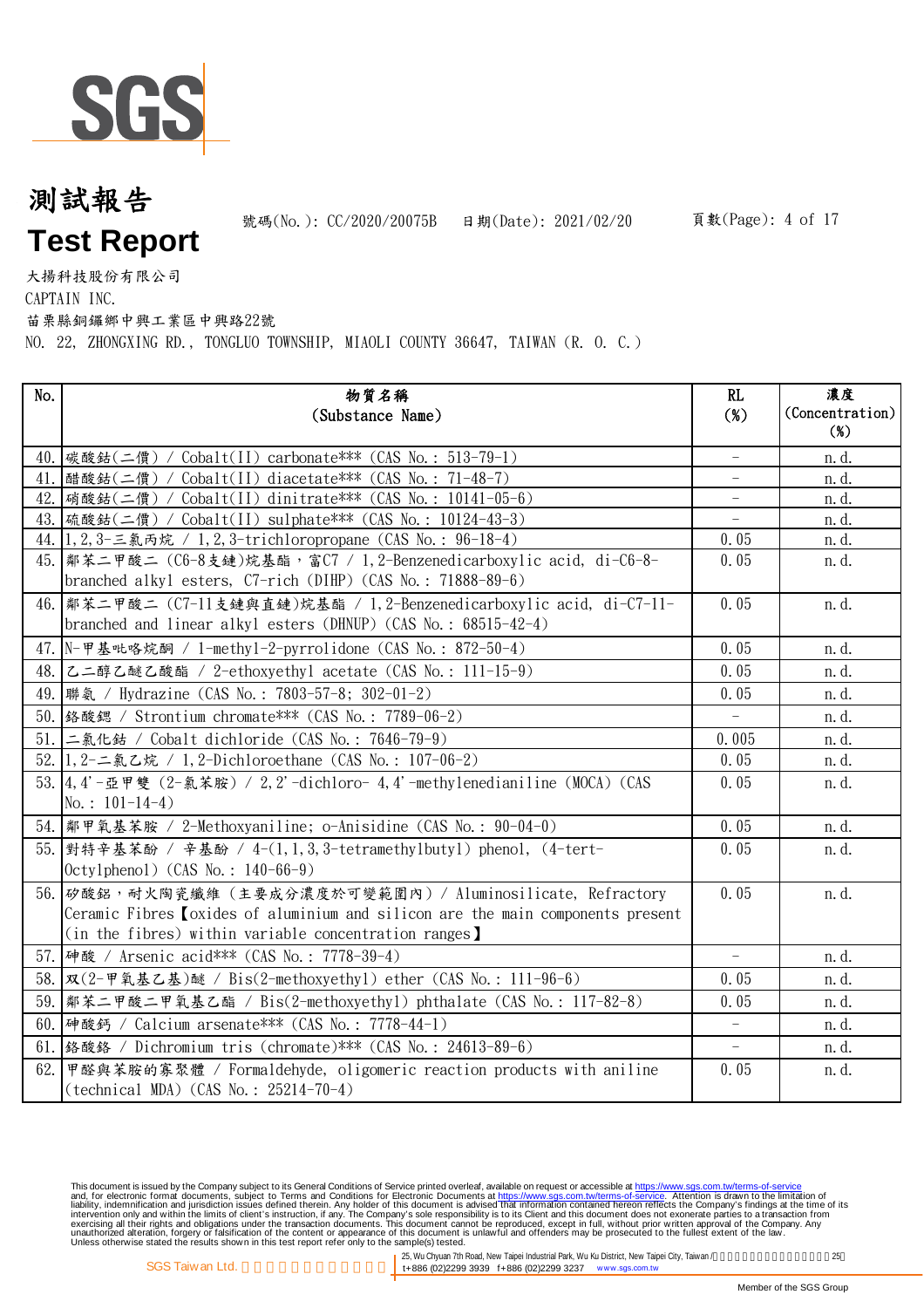# 測試報告

# Test Report

號碼(No.): CC/2020/20075B　日期(Date): 2021/02/20

大揚科技股份有限公司
CAPTAIN INC.
苗栗縣銅鑼鄉中興工業區中興路22號
NO. 22, ZHONGXING RD., TONGLUO TOWNSHIP, MIAOLI COUNTY 36647, TAIWAN (R. O. C.)

| No. | 物質名稱 (Substance Name) | RL (%) | 濃度 (Concentration) (%) |
|---|---|---|---|
| 40. | 碳酸鈷(二價) / Cobalt(II) carbonate*** (CAS No.: 513-79-1) | - | n.d. |
| 41. | 醋酸鈷(二價) / Cobalt(II) diacetate*** (CAS No.: 71-48-7) | - | n.d. |
| 42. | 硝酸鈷(二價) / Cobalt(II) dinitrate*** (CAS No.: 10141-05-6) | - | n.d. |
| 43. | 硫酸鈷(二價) / Cobalt(II) sulphate*** (CAS No.: 10124-43-3) | - | n.d. |
| 44. | 1,2,3-三氯丙烷 / 1,2,3-trichloropropane (CAS No.: 96-18-4) | 0.05 | n.d. |
| 45. | 鄰苯二甲酸二 (C6-8支鏈)烷基酯，富C7 / 1,2-Benzenedicarboxylic acid, di-C6-8-branched alkyl esters, C7-rich (DIHP) (CAS No.: 71888-89-6) | 0.05 | n.d. |
| 46. | 鄰苯二甲酸二 (C7-11支鏈與直鏈)烷基酯 / 1,2-Benzenedicarboxylic acid, di-C7-11-branched and linear alkyl esters (DHNUP) (CAS No.: 68515-42-4) | 0.05 | n.d. |
| 47. | N-甲基吡咯烷酮 / 1-methyl-2-pyrrolidone (CAS No.: 872-50-4) | 0.05 | n.d. |
| 48. | 乙二醇乙醚乙酸酯 / 2-ethoxyethyl acetate (CAS No.: 111-15-9) | 0.05 | n.d. |
| 49. | 聯氨 / Hydrazine (CAS No.: 7803-57-8; 302-01-2) | 0.05 | n.d. |
| 50. | 鉻酸鍶 / Strontium chromate*** (CAS No.: 7789-06-2) | - | n.d. |
| 51. | 二氯化鈷 / Cobalt dichloride (CAS No.: 7646-79-9) | 0.005 | n.d. |
| 52. | 1,2-二氯乙烷 / 1,2-Dichloroethane (CAS No.: 107-06-2) | 0.05 | n.d. |
| 53. | 4,4'-亞甲雙 (2-氯苯胺) / 2,2'-dichloro- 4,4'-methylenedianiline (MOCA) (CAS No.: 101-14-4) | 0.05 | n.d. |
| 54. | 鄰甲氧基苯胺 / 2-Methoxyaniline; o-Anisidine (CAS No.: 90-04-0) | 0.05 | n.d. |
| 55. | 對特辛基苯酚 / 辛基酚 / 4-(1,1,3,3-tetramethylbutyl) phenol, (4-tert-Octylphenol) (CAS No.: 140-66-9) | 0.05 | n.d. |
| 56. | 矽酸鋁，耐火陶瓷纖維 (主要成分濃度於可變範圍內) / Aluminosilicate, Refractory Ceramic Fibres【oxides of aluminium and silicon are the main components present (in the fibres) within variable concentration ranges】 | 0.05 | n.d. |
| 57. | 砷酸 / Arsenic acid*** (CAS No.: 7778-39-4) | - | n.d. |
| 58. | 双(2-甲氧基乙基)醚 / Bis(2-methoxyethyl) ether (CAS No.: 111-96-6) | 0.05 | n.d. |
| 59. | 鄰苯二甲酸二甲氧基乙酯 / Bis(2-methoxyethyl) phthalate (CAS No.: 117-82-8) | 0.05 | n.d. |
| 60. | 砷酸鈣 / Calcium arsenate*** (CAS No.: 7778-44-1) | - | n.d. |
| 61. | 鉻酸鉻 / Dichromium tris (chromate)*** (CAS No.: 24613-89-6) | - | n.d. |
| 62. | 甲醛與苯胺的寡聚體 / Formaldehyde, oligomeric reaction products with aniline (technical MDA) (CAS No.: 25214-70-4) | 0.05 | n.d. |

This document is issued by the Company subject to its General Conditions of Service printed overleaf, available on request or accessible at https://www.sgs.com.tw/terms-of-service and, for electronic format documents, subject to Terms and Conditions for Electronic Documents at https://www.sgs.com.tw/terms-of-service. Attention is drawn to the limitation of liability, indemnification and jurisdiction issues defined therein. Any holder of this document is advised that information contained hereon reflects the Company's findings at the time of its intervention only and within the limits of client's instruction, if any. The Company's sole responsibility is to its Client and this document does not exonerate parties to a transaction from exercising all their rights and obligations under the transaction documents. This document cannot be reproduced, except in full, without prior written approval of the Company. Any unauthorized alteration, forgery or falsification of the content or appearance of this document is unlawful and offenders may be prosecuted to the fullest extent of the law.
Unless otherwise stated the results shown in this test report refer only to the sample(s) tested.

SGS Taiwan Ltd. | 25, Wu Chyuan 7th Road, New Taipei Industrial Park, Wu Ku District, New Taipei City, Taiwan | t+886 (02)2299 3939 f+886 (02)2299 3237 www.sgs.com.tw

Member of the SGS Group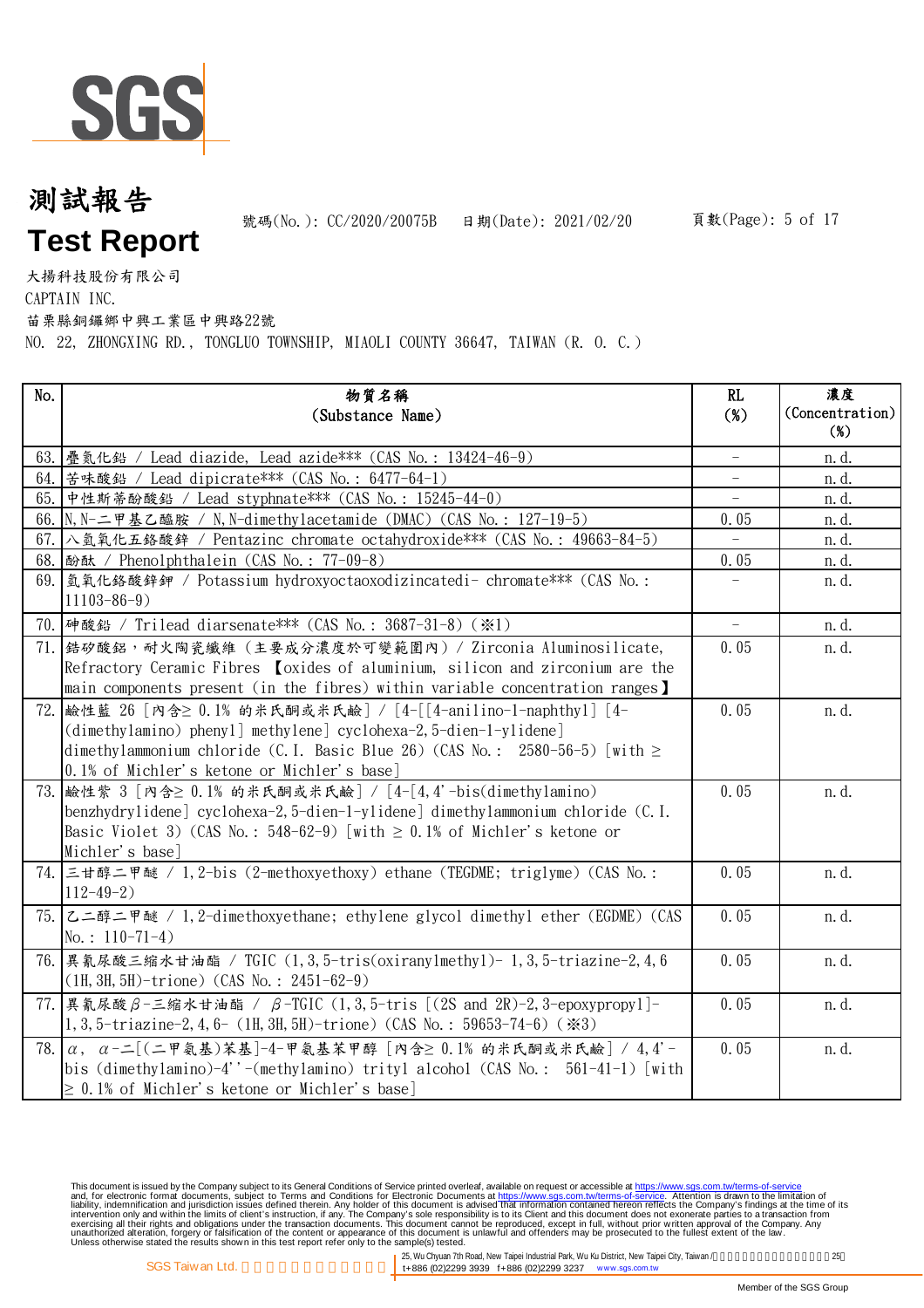# 測試報告

# Test Report

號碼(No.): CC/2020/20075B　日期(Date): 2021/02/20

大揚科技股份有限公司
CAPTAIN INC.
苗栗縣銅鑼鄉中興工業區中興路22號
NO. 22, ZHONGXING RD., TONGLUO TOWNSHIP, MIAOLI COUNTY 36647, TAIWAN (R. O. C.)

| No. | 物質名稱 (Substance Name) | RL (%) | 濃度 (Concentration) (%) |
|---|---|---|---|
| 63. | 疊氮化鉛 / Lead diazide, Lead azide*** (CAS No.: 13424-46-9) | - | n.d. |
| 64. | 苦味酸鉛 / Lead dipicrate*** (CAS No.: 6477-64-1) | - | n.d. |
| 65. | 中性斯蒂酚酸鉛 / Lead styphnate*** (CAS No.: 15245-44-0) | - | n.d. |
| 66. | N,N-二甲基乙醯胺 / N,N-dimethylacetamide (DMAC) (CAS No.: 127-19-5) | 0.05 | n.d. |
| 67. | 八氫氧化五鉻酸鋅 / Pentazinc chromate octahydroxide*** (CAS No.: 49663-84-5) | - | n.d. |
| 68. | 酚酞 / Phenolphthalein (CAS No.: 77-09-8) | 0.05 | n.d. |
| 69. | 氫氧化鉻酸鋅鉀 / Potassium hydroxyoctaoxodizincatedi- chromate*** (CAS No.: 11103-86-9) | - | n.d. |
| 70. | 砷酸鉛 / Trilead diarsenate*** (CAS No.: 3687-31-8) (※1) | - | n.d. |
| 71. | 鋯矽酸鋁，耐火陶瓷纖維 (主要成分濃度於可變範圍內) / Zirconia Aluminosilicate, Refractory Ceramic Fibres 【oxides of aluminium, silicon and zirconium are the main components present (in the fibres) within variable concentration ranges】 | 0.05 | n.d. |
| 72. | 鹼性藍 26 [內含≥ 0.1% 的米氏酮或米氏鹼] / [4-[[4-anilino-1-naphthyl] [4-(dimethylamino) phenyl] methylene] cyclohexa-2,5-dien-1-ylidene] dimethylammonium chloride (C.I. Basic Blue 26) (CAS No.: 2580-56-5) [with ≥ 0.1% of Michler's ketone or Michler's base] | 0.05 | n.d. |
| 73. | 鹼性紫 3 [內含≥ 0.1% 的米氏酮或米氏鹼] / [4-[4,4'-bis(dimethylamino) benzhydrylidene] cyclohexa-2,5-dien-1-ylidene] dimethylammonium chloride (C.I. Basic Violet 3) (CAS No.: 548-62-9) [with ≥ 0.1% of Michler's ketone or Michler's base] | 0.05 | n.d. |
| 74. | 三甘醇二甲醚 / 1,2-bis (2-methoxyethoxy) ethane (TEGDME; triglyme) (CAS No.: 112-49-2) | 0.05 | n.d. |
| 75. | 乙二醇二甲醚 / 1,2-dimethoxyethane; ethylene glycol dimethyl ether (EGDME) (CAS No.: 110-71-4) | 0.05 | n.d. |
| 76. | 異氰尿酸三縮水甘油酯 / TGIC (1,3,5-tris(oxiranylmethyl)- 1,3,5-triazine-2,4,6 (1H,3H,5H)-trione) (CAS No.: 2451-62-9) | 0.05 | n.d. |
| 77. | 異氰尿酸β-三縮水甘油酯 / β-TGIC (1,3,5-tris [(2S and 2R)-2,3-epoxypropyl]-1,3,5-triazine-2,4,6- (1H,3H,5H)-trione) (CAS No.: 59653-74-6) (※3) | 0.05 | n.d. |
| 78. | α, α-二[(二甲氨基)苯基]-4-甲氨基苯甲醇 [內含≥ 0.1% 的米氏酮或米氏鹼] / 4,4'-bis (dimethylamino)-4''-(methylamino) trityl alcohol (CAS No.: 561-41-1) [with ≥ 0.1% of Michler's ketone or Michler's base] | 0.05 | n.d. |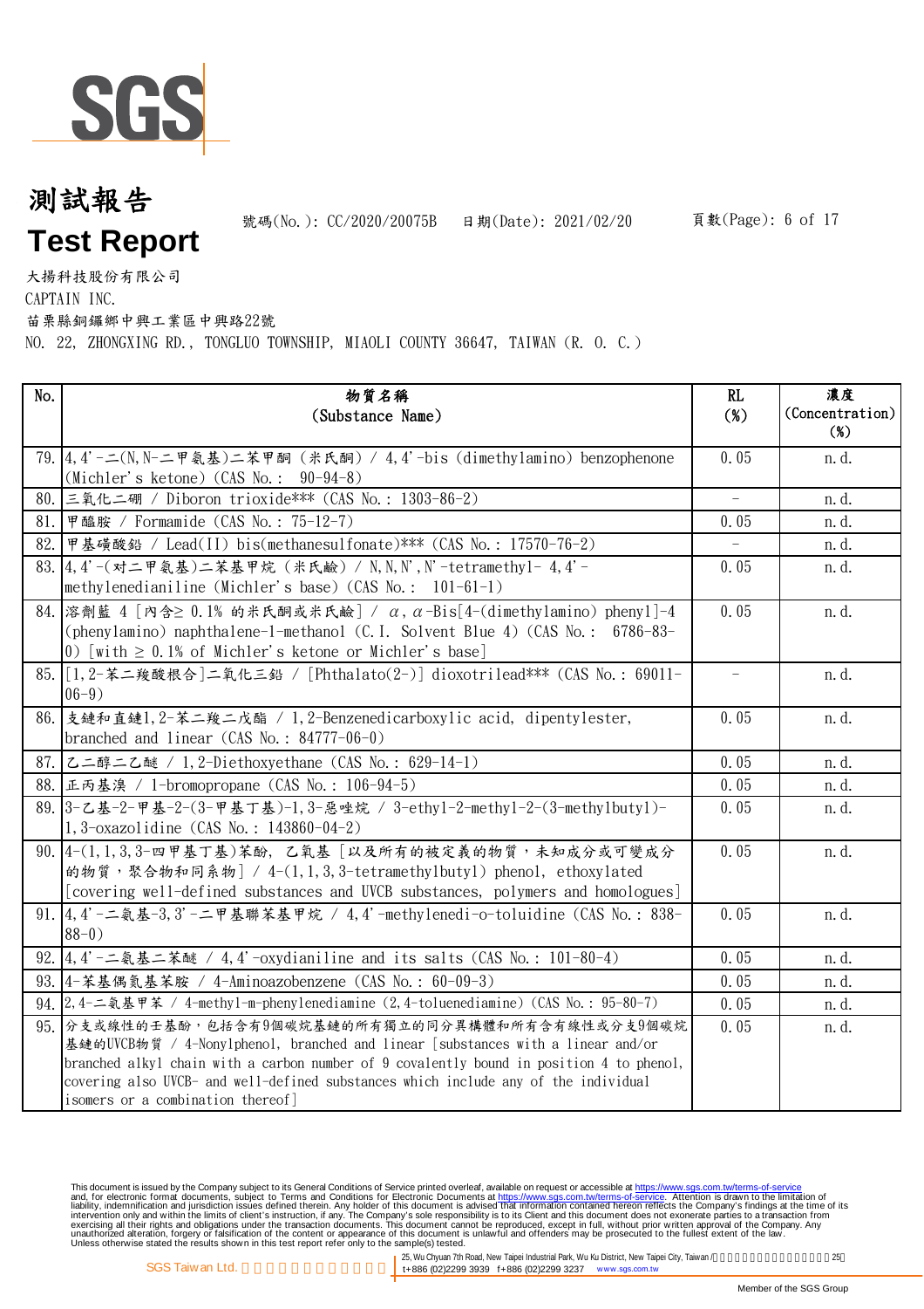# 測試報告
# Test Report

號碼(No.): CC/2020/20075B　日期(Date): 2021/02/20

大揚科技股份有限公司
CAPTAIN INC.
苗栗縣銅鑼鄉中興工業區中興路22號
NO. 22, ZHONGXING RD., TONGLUO TOWNSHIP, MIAOLI COUNTY 36647, TAIWAN (R. O. C.)

| No. | 物質名稱 (Substance Name) | RL (%) | 濃度 (Concentration) (%) |
|---|---|---|---|
| 79. | 4,4'-二(N,N-二甲氨基)二苯甲酮 (米氏酮) / 4,4'-bis (dimethylamino) benzophenone (Michler's ketone) (CAS No.: 90-94-8) | 0.05 | n.d. |
| 80. | 三氧化二硼 / Diboron trioxide*** (CAS No.: 1303-86-2) | - | n.d. |
| 81. | 甲醯胺 / Formamide (CAS No.: 75-12-7) | 0.05 | n.d. |
| 82. | 甲基磺酸鉛 / Lead(II) bis(methanesulfonate)*** (CAS No.: 17570-76-2) | - | n.d. |
| 83. | 4,4'-(对二甲氨基)二苯基甲烷 (米氏鹼) / N,N,N',N'-tetramethyl- 4,4'-methylenedianiline (Michler's base) (CAS No.: 101-61-1) | 0.05 | n.d. |
| 84. | 溶劑藍 4 [內含≥ 0.1% 的米氏酮或米氏鹼] / α,α-Bis[4-(dimethylamino) phenyl]-4 (phenylamino) naphthalene-1-methanol (C.I. Solvent Blue 4) (CAS No.: 6786-83-0) [with ≥ 0.1% of Michler's ketone or Michler's base] | 0.05 | n.d. |
| 85. | [1,2-苯二羧酸根合]二氧化三鉛 / [Phthalato(2-)] dioxotrilead*** (CAS No.: 69011-06-9) | - | n.d. |
| 86. | 支鏈和直鏈1,2-苯二羧二戊酯 / 1,2-Benzenedicarboxylic acid, dipentylester, branched and linear (CAS No.: 84777-06-0) | 0.05 | n.d. |
| 87. | 乙二醇二乙醚 / 1,2-Diethoxyethane (CAS No.: 629-14-1) | 0.05 | n.d. |
| 88. | 正丙基溴 / 1-bromopropane (CAS No.: 106-94-5) | 0.05 | n.d. |
| 89. | 3-乙基-2-甲基-2-(3-甲基丁基)-1,3-噁唑烷 / 3-ethyl-2-methyl-2-(3-methylbutyl)-1,3-oxazolidine (CAS No.: 143860-04-2) | 0.05 | n.d. |
| 90. | 4-(1,1,3,3-四甲基丁基)苯酚, 乙氧基 [以及所有的被定義的物質,未知成分或可變成分的物質,聚合物和同系物] / 4-(1,1,3,3-tetramethylbutyl) phenol, ethoxylated [covering well-defined substances and UVCB substances, polymers and homologues] | 0.05 | n.d. |
| 91. | 4,4'-二氨基-3,3'-二甲基聯苯基甲烷 / 4,4'-methylenedi-o-toluidine (CAS No.: 838-88-0) | 0.05 | n.d. |
| 92. | 4,4'-二氨基二苯醚 / 4,4'-oxydianiline and its salts (CAS No.: 101-80-4) | 0.05 | n.d. |
| 93. | 4-苯基偶氮基苯胺 / 4-Aminoazobenzene (CAS No.: 60-09-3) | 0.05 | n.d. |
| 94. | 2,4-二氨基甲苯 / 4-methyl-m-phenylenediamine (2,4-toluenediamine) (CAS No.: 95-80-7) | 0.05 | n.d. |
| 95. | 分支或線性的壬基酚,包括含有9個碳烷基鏈的所有獨立的同分異構體和所有含有線性或分支9個碳烷基鏈的UVCB物質 / 4-Nonylphenol, branched and linear [substances with a linear and/or branched alkyl chain with a carbon number of 9 covalently bound in position 4 to phenol, covering also UVCB- and well-defined substances which include any of the individual isomers or a combination thereof] | 0.05 | n.d. |

This document is issued by the Company subject to its General Conditions of Service printed overleaf, available on request or accessible at https://www.sgs.com.tw/terms-of-service and, for electronic format documents, subject to Terms and Conditions for Electronic Documents at https://www.sgs.com.tw/terms-of-service. Attention is drawn to the limitation of liability, indemnification and jurisdiction issues defined therein. Any holder of this document is advised that information contained hereon reflects the Company's findings at the time of its intervention only and within the limits of client's instruction, if any. The Company's sole responsibility is to its Client and this document does not exonerate parties to a transaction from exercising all their rights and obligations under the transaction documents. This document cannot be reproduced, except in full, without prior written approval of the Company. Any unauthorized alteration, forgery or falsification of the content or appearance of this document is unlawful and offenders may be prosecuted to the fullest extent of the law.
Unless otherwise stated the results shown in this test report refer only to the sample(s) tested.

SGS Taiwan Ltd. | 25, Wu Chyuan 7th Road, New Taipei Industrial Park, Wu Ku District, New Taipei City, Taiwan | t+886 (02)2299 3939 f+886 (02)2299 3237 www.sgs.com.tw

Member of the SGS Group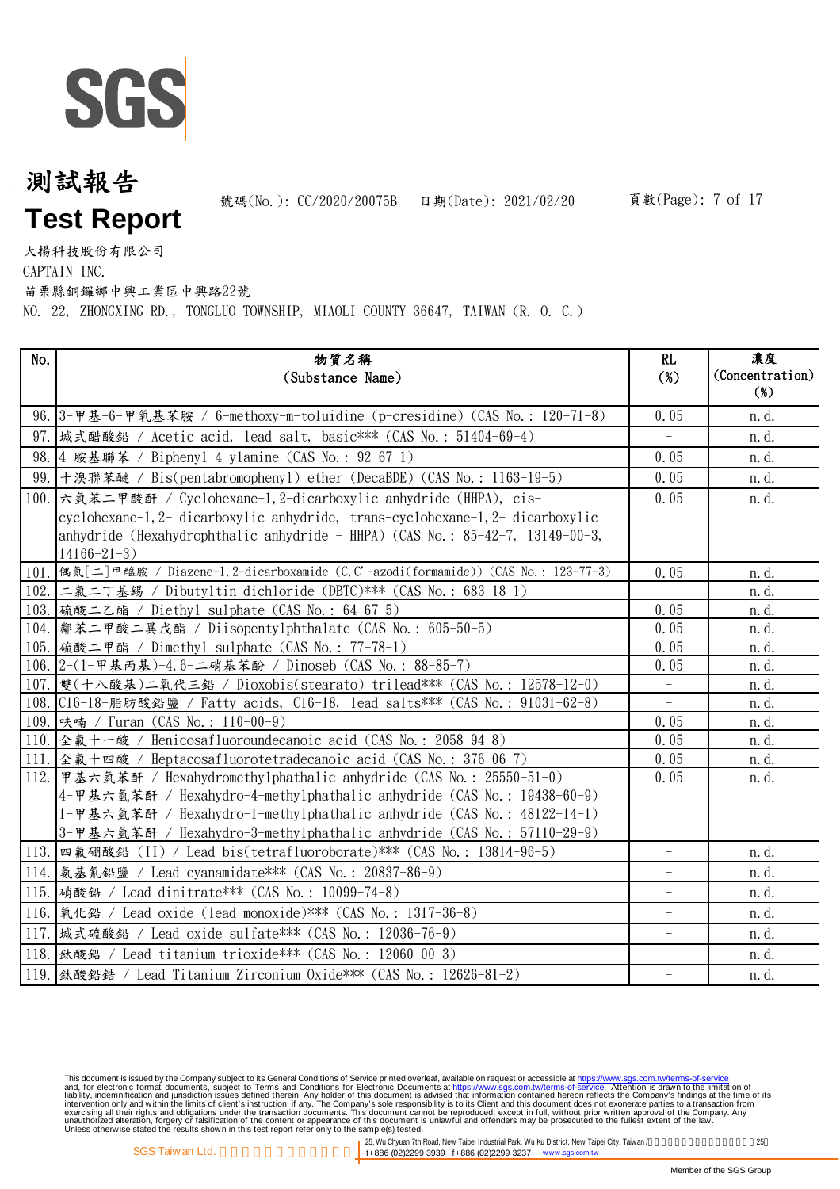# 測試報告
# Test Report

號碼(No.): CC/2020/20075B　日期(Date): 2021/02/20

大揚科技股份有限公司
CAPTAIN INC.
苗栗縣銅鑼鄉中興工業區中興路22號
NO. 22, ZHONGXING RD., TONGLUO TOWNSHIP, MIAOLI COUNTY 36647, TAIWAN (R. O. C.)

| No. | 物質名稱 (Substance Name) | RL (%) | 濃度 (Concentration) (%) |
|---|---|---|---|
| 96. | 3-甲基-6-甲氧基苯胺 / 6-methoxy-m-toluidine (p-cresidine) (CAS No.: 120-71-8) | 0.05 | n.d. |
| 97. | 堿式醋酸鉛 / Acetic acid, lead salt, basic*** (CAS No.: 51404-69-4) | - | n.d. |
| 98. | 4-胺基聯苯 / Biphenyl-4-ylamine (CAS No.: 92-67-1) | 0.05 | n.d. |
| 99. | 十溴聯苯醚 / Bis(pentabromophenyl) ether (DecaBDE) (CAS No.: 1163-19-5) | 0.05 | n.d. |
| 100. | 六氫苯二甲酸酐 / Cyclohexane-1,2-dicarboxylic anhydride (HHPA), cis-cyclohexane-1,2- dicarboxylic anhydride, trans-cyclohexane-1,2- dicarboxylic anhydride (Hexahydrophthalic anhydride - HHPA) (CAS No.: 85-42-7, 13149-00-3, 14166-21-3) | 0.05 | n.d. |
| 101. | 偶氮[二]甲醯胺 / Diazene-1,2-dicarboxamide (C,C'-azodi(formamide)) (CAS No.: 123-77-3) | 0.05 | n.d. |
| 102. | 二氯二丁基錫 / Dibutyltin dichloride (DBTC)*** (CAS No.: 683-18-1) | - | n.d. |
| 103. | 硫酸二乙酯 / Diethyl sulphate (CAS No.: 64-67-5) | 0.05 | n.d. |
| 104. | 鄰苯二甲酸二異戊酯 / Diisopentylphthalate (CAS No.: 605-50-5) | 0.05 | n.d. |
| 105. | 硫酸二甲酯 / Dimethyl sulphate (CAS No.: 77-78-1) | 0.05 | n.d. |
| 106. | 2-(1-甲基丙基)-4,6-二硝基苯酚 / Dinoseb (CAS No.: 88-85-7) | 0.05 | n.d. |
| 107. | 雙(十八酸基)二氧代三鉛 / Dioxobis(stearato) trilead*** (CAS No.: 12578-12-0) | - | n.d. |
| 108. | C16-18-脂肪酸鉛鹽 / Fatty acids, C16-18, lead salts*** (CAS No.: 91031-62-8) | - | n.d. |
| 109. | 呋喃 / Furan (CAS No.: 110-00-9) | 0.05 | n.d. |
| 110. | 全氟十一酸 / Henicosafluoroundecanoic acid (CAS No.: 2058-94-8) | 0.05 | n.d. |
| 111. | 全氟十四酸 / Heptacosafluorotetradecanoic acid (CAS No.: 376-06-7) | 0.05 | n.d. |
| 112. | 甲基六氫苯酐 / Hexahydromethylphathalic anhydride (CAS No.: 25550-51-0)<br>4-甲基六氫苯酐 / Hexahydro-4-methylphathalic anhydride (CAS No.: 19438-60-9)<br>1-甲基六氫苯酐 / Hexahydro-1-methylphathalic anhydride (CAS No.: 48122-14-1)<br>3-甲基六氫苯酐 / Hexahydro-3-methylphathalic anhydride (CAS No.: 57110-29-9) | 0.05 | n.d. |
| 113. | 四氟硼酸鉛 (II) / Lead bis(tetrafluoroborate)*** (CAS No.: 13814-96-5) | - | n.d. |
| 114. | 氨基氰鉛鹽 / Lead cyanamidate*** (CAS No.: 20837-86-9) | - | n.d. |
| 115. | 硝酸鉛 / Lead dinitrate*** (CAS No.: 10099-74-8) | - | n.d. |
| 116. | 氧化鉛 / Lead oxide (lead monoxide)*** (CAS No.: 1317-36-8) | - | n.d. |
| 117. | 堿式硫酸鉛 / Lead oxide sulfate*** (CAS No.: 12036-76-9) | - | n.d. |
| 118. | 鈦酸鉛 / Lead titanium trioxide*** (CAS No.: 12060-00-3) | - | n.d. |
| 119. | 鈦酸鉛鋯 / Lead Titanium Zirconium Oxide*** (CAS No.: 12626-81-2) | - | n.d. |

This document is issued by the Company subject to its General Conditions of Service printed overleaf, available on request or accessible at https://www.sgs.com.tw/terms-of-service and, for electronic format documents, subject to Terms and Conditions for Electronic Documents at https://www.sgs.com.tw/terms-of-service. Attention is drawn to the limitation of liability, indemnification and jurisdiction issues defined therein. Any holder of this document is advised that information contained hereon reflects the Company's findings at the time of its intervention only and within the limits of client's instruction, if any. The Company's sole responsibility is to its Client and this document does not exonerate parties to a transaction from exercising all their rights and obligations under the transaction documents. This document cannot be reproduced, except in full, without prior written approval of the Company. Any unauthorized alteration, forgery or falsification of the content or appearance of this document is unlawful and offenders may be prosecuted to the fullest extent of the law.
Unless otherwise stated the results shown in this test report refer only to the sample(s) tested.

SGS Taiwan Ltd. | 25, Wu Chyuan 7th Road, New Taipei Industrial Park, Wu Ku District, New Taipei City, Taiwan | t+886 (02)2299 3939 f+886 (02)2299 3237 www.sgs.com.tw

Member of the SGS Group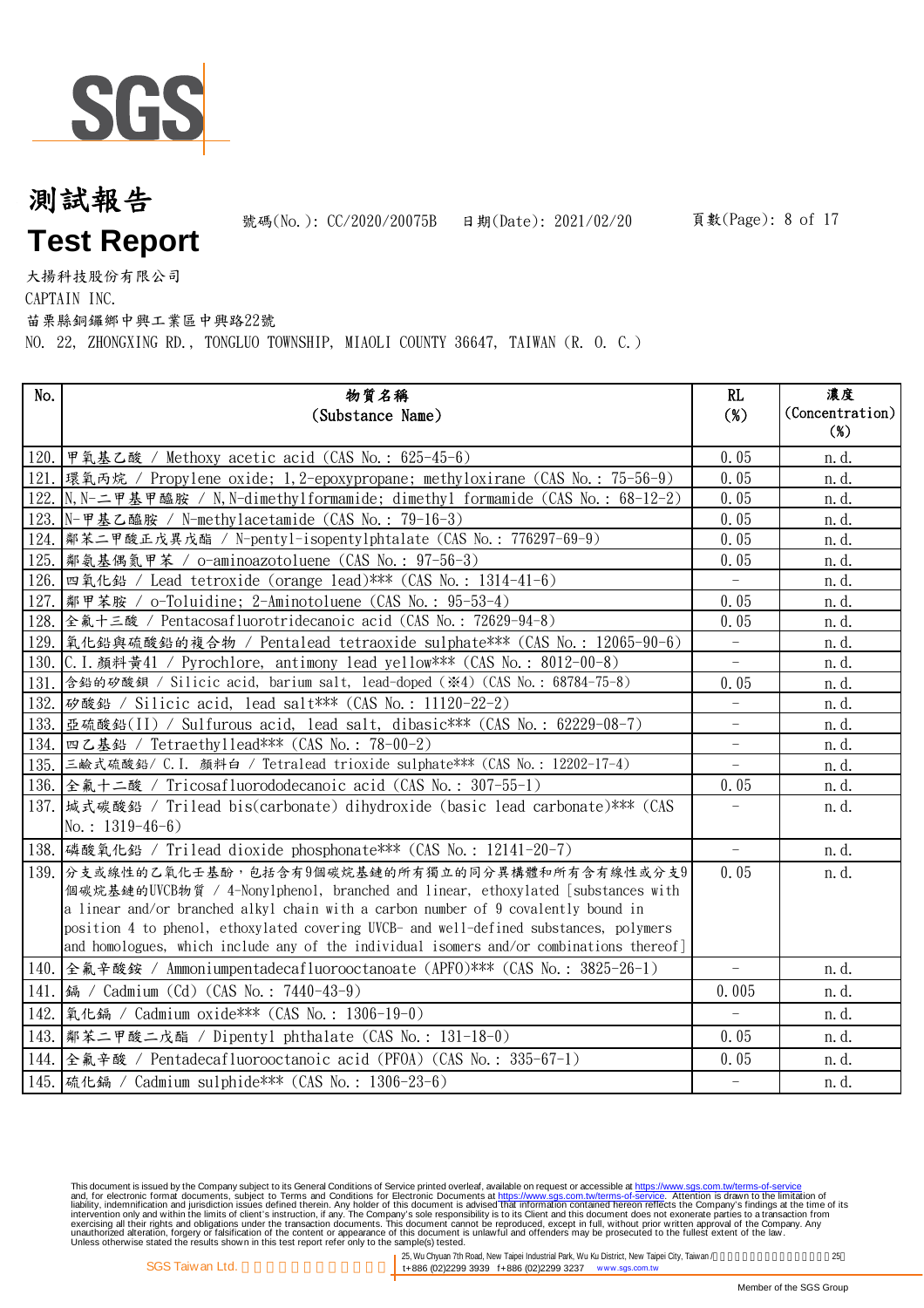# 測試報告
# Test Report

號碼(No.): CC/2020/20075B　日期(Date): 2021/02/20

大揚科技股份有限公司
CAPTAIN INC.
苗栗縣銅鑼鄉中興工業區中興路22號
NO. 22, ZHONGXING RD., TONGLUO TOWNSHIP, MIAOLI COUNTY 36647, TAIWAN (R. O. C.)

| No. | 物質名稱 (Substance Name) | RL (%) | 濃度 (Concentration) (%) |
|---|---|---|---|
| 120. | 甲氧基乙酸 / Methoxy acetic acid (CAS No.: 625-45-6) | 0.05 | n.d. |
| 121. | 環氧丙烷 / Propylene oxide; 1,2-epoxypropane; methyloxirane (CAS No.: 75-56-9) | 0.05 | n.d. |
| 122. | N,N-二甲基甲醯胺 / N,N-dimethylformamide; dimethyl formamide (CAS No.: 68-12-2) | 0.05 | n.d. |
| 123. | N-甲基乙醯胺 / N-methylacetamide (CAS No.: 79-16-3) | 0.05 | n.d. |
| 124. | 鄰苯二甲酸正戊異戊酯 / N-pentyl-isopentylphtalate (CAS No.: 776297-69-9) | 0.05 | n.d. |
| 125. | 鄰氨基偶氮甲苯 / o-aminoazotoluene (CAS No.: 97-56-3) | 0.05 | n.d. |
| 126. | 四氧化鉛 / Lead tetroxide (orange lead)*** (CAS No.: 1314-41-6) | - | n.d. |
| 127. | 鄰甲苯胺 / o-Toluidine; 2-Aminotoluene (CAS No.: 95-53-4) | 0.05 | n.d. |
| 128. | 全氟十三酸 / Pentacosafluorotridecanoic acid (CAS No.: 72629-94-8) | 0.05 | n.d. |
| 129. | 氧化鉛與硫酸鉛的複合物 / Pentalead tetraoxide sulphate*** (CAS No.: 12065-90-6) | - | n.d. |
| 130. | C.I.顏料黃41 / Pyrochlore, antimony lead yellow*** (CAS No.: 8012-00-8) | - | n.d. |
| 131. | 含鉛的矽酸鋇 / Silicic acid, barium salt, lead-doped (※4) (CAS No.: 68784-75-8) | 0.05 | n.d. |
| 132. | 矽酸鉛 / Silicic acid, lead salt*** (CAS No.: 11120-22-2) | - | n.d. |
| 133. | 亞硫酸鉛(II) / Sulfurous acid, lead salt, dibasic*** (CAS No.: 62229-08-7) | - | n.d. |
| 134. | 四乙基鉛 / Tetraethyllead*** (CAS No.: 78-00-2) | - | n.d. |
| 135. | 三鹼式硫酸鉛/ C.I. 顏料白 / Tetralead trioxide sulphate*** (CAS No.: 12202-17-4) | - | n.d. |
| 136. | 全氟十二酸 / Tricosafluorododecanoic acid (CAS No.: 307-55-1) | 0.05 | n.d. |
| 137. | 域式碳酸鉛 / Trilead bis(carbonate) dihydroxide (basic lead carbonate)*** (CAS No.: 1319-46-6) | - | n.d. |
| 138. | 磷酸氧化鉛 / Trilead dioxide phosphonate*** (CAS No.: 12141-20-7) | - | n.d. |
| 139. | 分支或線性的乙氧化壬基酚,包括含有9個碳烷基鏈的所有獨立的同分異構體和所有含有線性或分支9個碳烷基鏈的UVCB物質 / 4-Nonylphenol, branched and linear, ethoxylated [substances with a linear and/or branched alkyl chain with a carbon number of 9 covalently bound in position 4 to phenol, ethoxylated covering UVCB- and well-defined substances, polymers and homologues, which include any of the individual isomers and/or combinations thereof] | 0.05 | n.d. |
| 140. | 全氟辛酸銨 / Ammoniumpentadecafluorooctanoate (APFO)*** (CAS No.: 3825-26-1) | - | n.d. |
| 141. | 鎘 / Cadmium (Cd) (CAS No.: 7440-43-9) | 0.005 | n.d. |
| 142. | 氧化鎘 / Cadmium oxide*** (CAS No.: 1306-19-0) | - | n.d. |
| 143. | 鄰苯二甲酸二戊酯 / Dipentyl phthalate (CAS No.: 131-18-0) | 0.05 | n.d. |
| 144. | 全氟辛酸 / Pentadecafluorooctanoic acid (PFOA) (CAS No.: 335-67-1) | 0.05 | n.d. |
| 145. | 硫化鎘 / Cadmium sulphide*** (CAS No.: 1306-23-6) | - | n.d. |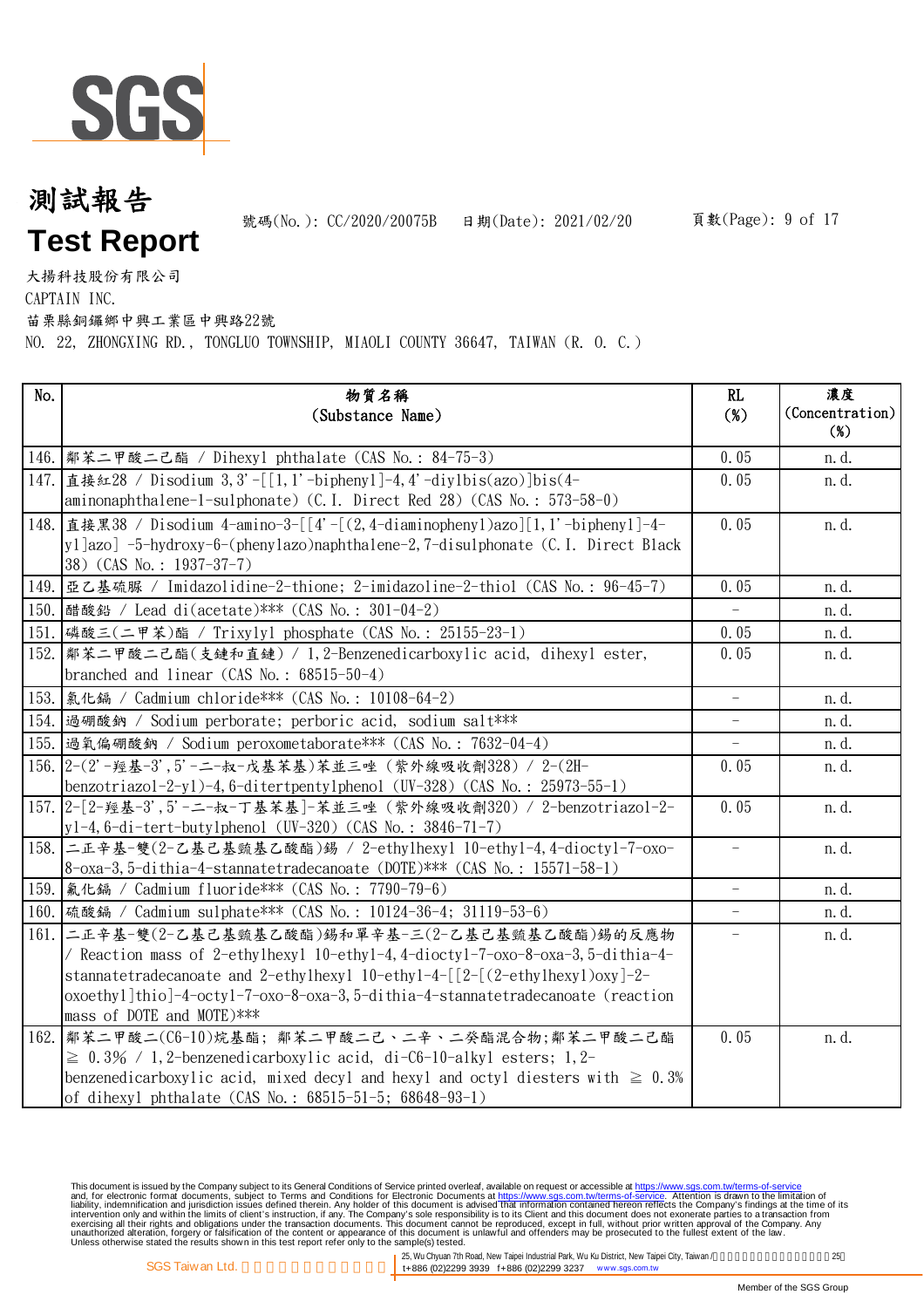# 測試報告

# Test Report

號碼(No.): CC/2020/20075B　日期(Date): 2021/02/20

大揚科技股份有限公司

CAPTAIN INC.

苗栗縣銅鑼鄉中興工業區中興路22號

NO. 22, ZHONGXING RD., TONGLUO TOWNSHIP, MIAOLI COUNTY 36647, TAIWAN (R. O. C.)

| No. | 物質名稱 (Substance Name) | RL (%) | 濃度 (Concentration) (%) |
|---|---|---|---|
| 146. | 鄰苯二甲酸二己酯 / Dihexyl phthalate (CAS No.: 84-75-3) | 0.05 | n.d. |
| 147. | 直接紅28 / Disodium 3,3'-[[1,1'-biphenyl]-4,4'-diylbis(azo)]bis(4-aminonaphthalene-1-sulphonate) (C.I. Direct Red 28) (CAS No.: 573-58-0) | 0.05 | n.d. |
| 148. | 直接黑38 / Disodium 4-amino-3-[[4'-[(2,4-diaminophenyl)azo][1,1'-biphenyl]-4-yl]azo] -5-hydroxy-6-(phenylazo)naphthalene-2,7-disulphonate (C.I. Direct Black 38) (CAS No.: 1937-37-7) | 0.05 | n.d. |
| 149. | 亞乙基硫脲 / Imidazolidine-2-thione; 2-imidazoline-2-thiol (CAS No.: 96-45-7) | 0.05 | n.d. |
| 150. | 醋酸鉛 / Lead di(acetate)*** (CAS No.: 301-04-2) | - | n.d. |
| 151. | 磷酸三(二甲苯)酯 / Trixylyl phosphate (CAS No.: 25155-23-1) | 0.05 | n.d. |
| 152. | 鄰苯二甲酸二己酯(支鏈和直鏈) / 1,2-Benzenedicarboxylic acid, dihexyl ester, branched and linear (CAS No.: 68515-50-4) | 0.05 | n.d. |
| 153. | 氯化鎘 / Cadmium chloride*** (CAS No.: 10108-64-2) | - | n.d. |
| 154. | 過硼酸鈉 / Sodium perborate; perboric acid, sodium salt*** | - | n.d. |
| 155. | 過氧偏硼酸鈉 / Sodium peroxometaborate*** (CAS No.: 7632-04-4) | - | n.d. |
| 156. | 2-(2'-羥基-3',5'-二-叔-戊基苯基)苯並三唑 (紫外線吸收劑328) / 2-(2H-benzotriazol-2-yl)-4,6-ditertpentylphenol (UV-328) (CAS No.: 25973-55-1) | 0.05 | n.d. |
| 157. | 2-[2-羥基-3',5'-二-叔-丁基苯基]-苯並三唑 (紫外線吸收劑320) / 2-benzotriazol-2-yl-4,6-di-tert-butylphenol (UV-320) (CAS No.: 3846-71-7) | 0.05 | n.d. |
| 158. | 二正辛基-雙(2-乙基己基巰基乙酸酯)錫 / 2-ethylhexyl 10-ethyl-4,4-dioctyl-7-oxo-8-oxa-3,5-dithia-4-stannatetradecanoate (DOTE)*** (CAS No.: 15571-58-1) | - | n.d. |
| 159. | 氟化鎘 / Cadmium fluoride*** (CAS No.: 7790-79-6) | - | n.d. |
| 160. | 硫酸鎘 / Cadmium sulphate*** (CAS No.: 10124-36-4; 31119-53-6) | - | n.d. |
| 161. | 二正辛基-雙(2-乙基己基巰基乙酸酯)錫和單辛基-三(2-乙基己基巰基乙酸酯)錫的反應物 / Reaction mass of 2-ethylhexyl 10-ethyl-4,4-dioctyl-7-oxo-8-oxa-3,5-dithia-4-stannatetradecanoate and 2-ethylhexyl 10-ethyl-4-[[2-[(2-ethylhexyl)oxy]-2-oxoethyl]thio]-4-octyl-7-oxo-8-oxa-3,5-dithia-4-stannatetradecanoate (reaction mass of DOTE and MOTE)*** | - | n.d. |
| 162. | 鄰苯二甲酸二(C6-10)烷基酯; 鄰苯二甲酸二己、二辛、二癸酯混合物;鄰苯二甲酸二己酯 ≧ 0.3% / 1,2-benzenedicarboxylic acid, di-C6-10-alkyl esters; 1,2-benzenedicarboxylic acid, mixed decyl and hexyl and octyl diesters with ≧ 0.3% of dihexyl phthalate (CAS No.: 68515-51-5; 68648-93-1) | 0.05 | n.d. |

This document is issued by the Company subject to its General Conditions of Service printed overleaf, available on request or accessible at https://www.sgs.com.tw/terms-of-service and, for electronic format documents, subject to Terms and Conditions for Electronic Documents at https://www.sgs.com.tw/terms-of-service. Attention is drawn to the limitation of liability, indemnification and jurisdiction issues defined therein. Any holder of this document is advised that information contained hereon reflects the Company's findings at the time of its intervention only and within the limits of client's instruction, if any. The Company's sole responsibility is to its Client and this document does not exonerate parties to a transaction from exercising all their rights and obligations under the transaction documents. This document cannot be reproduced, except in full, without prior written approval of the Company. Any unauthorized alteration, forgery or falsification of the content or appearance of this document is unlawful and offenders may be prosecuted to the fullest extent of the law.
Unless otherwise stated the results shown in this test report refer only to the sample(s) tested.

SGS Taiwan Ltd. | 25, Wu Chyuan 7th Road, New Taipei Industrial Park, Wu Ku District, New Taipei City, Taiwan | t+886 (02)2299 3939 f+886 (02)2299 3237 www.sgs.com.tw

Member of the SGS Group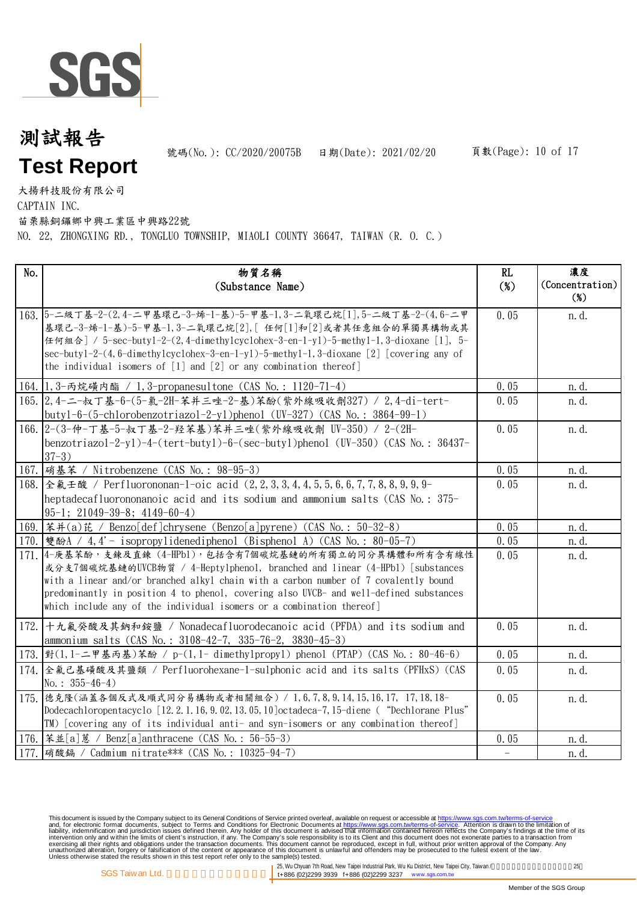# 測試報告

# Test Report

號碼(No.): CC/2020/20075B　日期(Date): 2021/02/20

大揚科技股份有限公司

CAPTAIN INC.

苗栗縣銅鑼鄉中興工業區中興路22號

NO. 22, ZHONGXING RD., TONGLUO TOWNSHIP, MIAOLI COUNTY 36647, TAIWAN (R. O. C.)

| No. | 物質名稱 (Substance Name) | RL (%) | 濃度 (Concentration) (%) |
|---|---|---|---|
| 163. | 5-二級丁基-2-(2,4-二甲基環己-3-烯-1-基)-5-甲基-1,3-二氧環己烷[1],5-二級丁基-2-(4,6-二甲基環己-3-烯-1-基)-5-甲基-1,3-二氧環己烷[2],[ 任何[1]和[2]或者其任意組合的單獨異構物或其任何組合] / 5-sec-butyl-2-(2,4-dimethylcyclohex-3-en-1-yl)-5-methyl-1,3-dioxane [1], 5-sec-butyl-2-(4,6-dimethylcyclohex-3-en-1-yl)-5-methyl-1,3-dioxane [2] [covering any of the individual isomers of [1] and [2] or any combination thereof] | 0.05 | n.d. |
| 164. | 1,3-丙烷磺內酯 / 1,3-propanesultone (CAS No.: 1120-71-4) | 0.05 | n.d. |
| 165. | 2,4-二-叔丁基-6-(5-氯-2H-苯并三唑-2-基)苯酚(紫外線吸收劑327) / 2,4-di-tert-butyl-6-(5-chlorobenzotriazol-2-yl)phenol (UV-327) (CAS No.: 3864-99-1) | 0.05 | n.d. |
| 166. | 2-(3-仲-丁基-5-叔丁基-2-羟苯基)苯并三唑(紫外線吸收劑 UV-350) / 2-(2H-benzotriazol-2-yl)-4-(tert-butyl)-6-(sec-butyl)phenol (UV-350) (CAS No.: 36437-37-3) | 0.05 | n.d. |
| 167. | 硝基苯 / Nitrobenzene (CAS No.: 98-95-3) | 0.05 | n.d. |
| 168. | 全氟壬酸 / Perfluorononan-1-oic acid (2,2,3,3,4,4,5,5,6,6,7,7,8,8,9,9,9-heptadecafluorononanoic acid and its sodium and ammonium salts (CAS No.: 375-95-1; 21049-39-8; 4149-60-4) | 0.05 | n.d. |
| 169. | 苯并(a)芘 / Benzo[def]chrysene (Benzo[a]pyrene) (CAS No.: 50-32-8) | 0.05 | n.d. |
| 170. | 雙酚A / 4,4'- isopropylidenediphenol (Bisphenol A) (CAS No.: 80-05-7) | 0.05 | n.d. |
| 171. | 4-庚基苯酚，支鏈及直鏈 (4-HPbl)，包括含有7個碳烷基鏈的所有獨立的同分異構體和所有含有線性或分支7個碳烷基鏈的UVCB物質 / 4-Heptylphenol, branched and linear (4-HPbl) [substances with a linear and/or branched alkyl chain with a carbon number of 7 covalently bound predominantly in position 4 to phenol, covering also UVCB- and well-defined substances which include any of the individual isomers or a combination thereof] | 0.05 | n.d. |
| 172. | 十九氟癸酸及其鈉和銨鹽 / Nonadecafluorodecanoic acid (PFDA) and its sodium and ammonium salts (CAS No.: 3108-42-7, 335-76-2, 3830-45-3) | 0.05 | n.d. |
| 173. | 對(1,1-二甲基丙基)苯酚 / p-(1,1- dimethylpropyl) phenol (PTAP) (CAS No.: 80-46-6) | 0.05 | n.d. |
| 174. | 全氟己基磺酸及其鹽類 / Perfluorohexane-1-sulphonic acid and its salts (PFHxS) (CAS No.: 355-46-4) | 0.05 | n.d. |
| 175. | 德克隆(涵蓋各個反式及順式同分易構物或者相關組合) / 1,6,7,8,9,14,15,16,17, 17,18,18-Dodecachloropentacyclo [12.2.1.16,9.02,13.05,10]octadeca-7,15-diene ( "Dechlorane Plus" TM) [covering any of its individual anti- and syn-isomers or any combination thereof] | 0.05 | n.d. |
| 176. | 苯并[a]蒽 / Benz[a]anthracene (CAS No.: 56-55-3) | 0.05 | n.d. |
| 177. | 硝酸鎘 / Cadmium nitrate*** (CAS No.: 10325-94-7) | - | n.d. |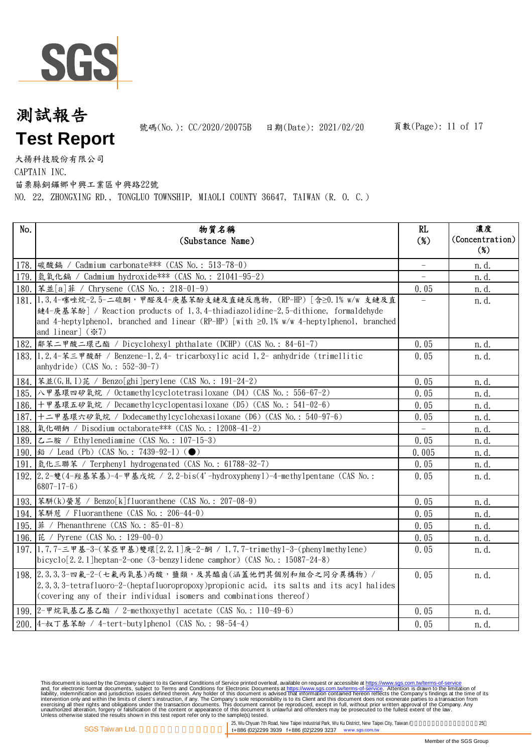# 測試報告

# Test Report

號碼(No.): CC/2020/20075B　日期(Date): 2021/02/20

大揚科技股份有限公司
CAPTAIN INC.
苗栗縣銅鑼鄉中興工業區中興路22號
NO. 22, ZHONGXING RD., TONGLUO TOWNSHIP, MIAOLI COUNTY 36647, TAIWAN (R. O. C.)

| No. | 物質名稱 (Substance Name) | RL (%) | 濃度 (Concentration) (%) |
|---|---|---|---|
| 178. | 碳酸鎘 / Cadmium carbonate*** (CAS No.: 513-78-0) | - | n.d. |
| 179. | 氫氧化鎘 / Cadmium hydroxide*** (CAS No.: 21041-95-2) | - | n.d. |
| 180. | 苯並[a]菲 / Chrysene (CAS No.: 218-01-9) | 0.05 | n.d. |
| 181. | 1,3,4-噻唑烷-2,5-二硫酮，甲醛及4-庚基苯酚支鏈及直鏈反應物, (RP-HP) [含≥0.1% w/w 支鏈及直鏈4-庚基苯酚] / Reaction products of 1,3,4-thiadiazolidine-2,5-dithione, formaldehyde and 4-heptylphenol, branched and linear (RP-HP) [with ≥0.1% w/w 4-heptylphenol, branched and linear] (※7) | - | n.d. |
| 182. | 鄰苯二甲酸二環己酯 / Dicyclohexyl phthalate (DCHP) (CAS No.: 84-61-7) | 0.05 | n.d. |
| 183. | 1,2,4-苯三甲酸酐 / Benzene-1,2,4- tricarboxylic acid 1,2- anhydride (trimellitic anhydride) (CAS No.: 552-30-7) | 0.05 | n.d. |
| 184. | 苯並(G,H,I)苝 / Benzo[ghi]perylene (CAS No.: 191-24-2) | 0.05 | n.d. |
| 185. | 八甲基環四矽氧烷 / Octamethylcyclotetrasiloxane (D4) (CAS No.: 556-67-2) | 0.05 | n.d. |
| 186. | 十甲基環五矽氧烷 / Decamethylcyclopentasiloxane (D5) (CAS No.: 541-02-6) | 0.05 | n.d. |
| 187. | 十二甲基環六矽氧烷 / Dodecamethylcyclohexasiloxane (D6) (CAS No.: 540-97-6) | 0.05 | n.d. |
| 188. | 氧化硼鈉 / Disodium octaborate*** (CAS No.: 12008-41-2) | - | n.d. |
| 189. | 乙二胺 / Ethylenediamine (CAS No.: 107-15-3) | 0.05 | n.d. |
| 190. | 鉛 / Lead (Pb) (CAS No.: 7439-92-1) (●) | 0.005 | n.d. |
| 191. | 氫化三聯苯 / Terphenyl hydrogenated (CAS No.: 61788-32-7) | 0.05 | n.d. |
| 192. | 2,2-雙(4-羥基苯基)-4-甲基戊烷 / 2,2-bis(4'-hydroxyphenyl)-4-methylpentane (CAS No.: 6807-17-6) | 0.05 | n.d. |
| 193. | 苯駢(k)螢蒽 / Benzo[k]fluoranthene (CAS No.: 207-08-9) | 0.05 | n.d. |
| 194. | 苯駢苊 / Fluoranthene (CAS No.: 206-44-0) | 0.05 | n.d. |
| 195. | 菲 / Phenanthrene (CAS No.: 85-01-8) | 0.05 | n.d. |
| 196. | 芘 / Pyrene (CAS No.: 129-00-0) | 0.05 | n.d. |
| 197. | 1,7,7-三甲基-3-(苯亞甲基)雙環[2,2,1]庚-2-酮 / 1,7,7-trimethyl-3-(phenylmethylene) bicyclo[2.2.1]heptan-2-one (3-benzylidene camphor) (CAS No.: 15087-24-8) | 0.05 | n.d. |
| 198. | 2,3,3,3-四氟-2-(七氟丙氧基)丙酸，鹽類，及其醯鹵(涵蓋他們其個別和組合之同分異構物) / 2,3,3,3-tetrafluoro-2-(heptafluoropropoxy)propionic acid, its salts and its acyl halides (covering any of their individual isomers and combinations thereof) | 0.05 | n.d. |
| 199. | 2-甲烷氧基乙基乙酯 / 2-methoxyethyl acetate (CAS No.: 110-49-6) | 0.05 | n.d. |
| 200. | 4-叔丁基苯酚 / 4-tert-butylphenol (CAS No.: 98-54-4) | 0.05 | n.d. |

This document is issued by the Company subject to its General Conditions of Service printed overleaf, available on request or accessible at https://www.sgs.com.tw/terms-of-service and, for electronic format documents, subject to Terms and Conditions for Electronic Documents at https://www.sgs.com.tw/terms-of-service. Attention is drawn to the limitation of liability, indemnification and jurisdiction issues defined therein. Any holder of this document is advised that information contained hereon reflects the Company's findings at the time of its intervention only and within the limits of client's instruction, if any. The Company's sole responsibility is to its Client and this document does not exonerate parties to a transaction from exercising all their rights and obligations under the transaction documents. This document cannot be reproduced, except in full, without prior written approval of the Company. Any unauthorized alteration, forgery or falsification of the content or appearance of this document is unlawful and offenders may be prosecuted to the fullest extent of the law.
Unless otherwise stated the results shown in this test report refer only to the sample(s) tested.

SGS Taiwan Ltd. | 25, Wu Chyuan 7th Road, New Taipei Industrial Park, Wu Ku District, New Taipei City, Taiwan | t+886 (02)2299 3939 f+886 (02)2299 3237 www.sgs.com.tw

Member of the SGS Group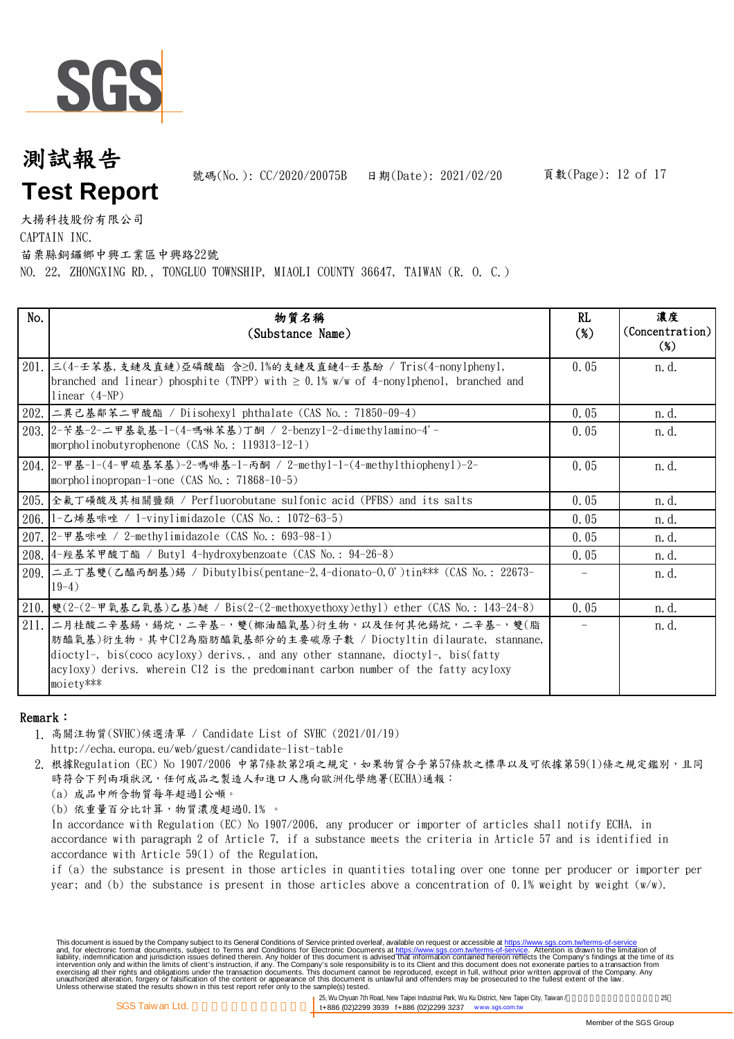# 測試報告

# Test Report

號碼(No.): CC/2020/20075B　日期(Date): 2021/02/20

大揚科技股份有限公司

CAPTAIN INC.

苗栗縣銅鑼鄉中興工業區中興路22號

NO. 22, ZHONGXING RD., TONGLUO TOWNSHIP, MIAOLI COUNTY 36647, TAIWAN (R. O. C.)

| No. | 物質名稱 (Substance Name) | RL (%) | 濃度 (Concentration) (%) |
|---|---|---|---|
| 201. | 三(4-壬苯基,支鏈及直鏈)亞磷酸酯 含≥0.1%的支鏈及直鏈4-壬基酚 / Tris(4-nonylphenyl, branched and linear) phosphite (TNPP) with ≥ 0.1% w/w of 4-nonylphenol, branched and linear (4-NP) | 0.05 | n.d. |
| 202. | 二異己基鄰苯二甲酸酯 / Diisohexyl phthalate (CAS No.: 71850-09-4) | 0.05 | n.d. |
| 203. | 2-苄基-2-二甲基氨基-1-(4-嗎啉苯基)丁酮 / 2-benzyl-2-dimethylamino-4'-morpholinobutyrophenone (CAS No.: 119313-12-1) | 0.05 | n.d. |
| 204. | 2-甲基-1-(4-甲硫基苯基)-2-嗎啡基-1-丙酮 / 2-methyl-1-(4-methylthiophenyl)-2-morpholinopropan-1-one (CAS No.: 71868-10-5) | 0.05 | n.d. |
| 205. | 全氟丁磺酸及其相關鹽類 / Perfluorobutane sulfonic acid (PFBS) and its salts | 0.05 | n.d. |
| 206. | 1-乙烯基咪唑 / 1-vinylimidazole (CAS No.: 1072-63-5) | 0.05 | n.d. |
| 207. | 2-甲基咪唑 / 2-methylimidazole (CAS No.: 693-98-1) | 0.05 | n.d. |
| 208. | 4-羥基苯甲酸丁酯 / Butyl 4-hydroxybenzoate (CAS No.: 94-26-8) | 0.05 | n.d. |
| 209. | 二正丁基雙(乙醯丙酮基)錫 / Dibutylbis(pentane-2,4-dionato-O,O')tin*** (CAS No.: 22673-19-4) | - | n.d. |
| 210. | 雙(2-(2-甲氧基乙氧基)乙基)醚 / Bis(2-(2-methoxyethoxy)ethyl) ether (CAS No.: 143-24-8) | 0.05 | n.d. |
| 211. | 二月桂酸二辛基錫,錫烷,二辛基-,雙(椰油醯氧基)衍生物,以及任何其他錫烷,二辛基-,雙(脂肪醯氧基)衍生物。其中C12為脂肪醯氧基部分的主要碳原子數 / Dioctyltin dilaurate, stannane, dioctyl-, bis(coco acyloxy) derivs., and any other stannane, dioctyl-, bis(fatty acyloxy) derivs. wherein C12 is the predominant carbon number of the fatty acyloxy moiety*** | - | n.d. |

**Remark:**

1. 高關注物質(SVHC)候選清單 / Candidate List of SVHC (2021/01/19)
   http://echa.europa.eu/web/guest/candidate-list-table
2. 根據Regulation (EC) No 1907/2006 中第7條款第2項之規定,如果物質合乎第57條款之標準以及可依據第59(1)條之規定鑑別,且同時符合下列兩項狀況,任何成品之製造人和進口人應向歐洲化學總署(ECHA)通報:
   (a) 成品中所含物質每年超過1公噸。
   (b) 依重量百分比計算,物質濃度超過0.1% 。
   In accordance with Regulation (EC) No 1907/2006, any producer or importer of articles shall notify ECHA, in accordance with paragraph 2 of Article 7, if a substance meets the criteria in Article 57 and is identified in accordance with Article 59(1) of the Regulation,
   if (a) the substance is present in those articles in quantities totaling over one tonne per producer or importer per year; and (b) the substance is present in those articles above a concentration of 0.1% weight by weight (w/w).

This document is issued by the Company subject to its General Conditions of Service printed overleaf, available on request or accessible at https://www.sgs.com.tw/terms-of-service and, for electronic format documents, subject to Terms and Conditions for Electronic Documents at https://www.sgs.com.tw/terms-of-service. Attention is drawn to the limitation of liability, indemnification and jurisdiction issues defined therein. Any holder of this document is advised that information contained hereon reflects the Company's findings at the time of its intervention only and within the limits of client's instruction, if any. The Company's sole responsibility is to its Client and this document does not exonerate parties to a transaction from exercising all their rights and obligations under the transaction documents. This document cannot be reproduced, except in full, without prior written approval of the Company. Any unauthorized alteration, forgery or falsification of the content or appearance of this document is unlawful and offenders may be prosecuted to the fullest extent of the law. Unless otherwise stated the results shown in this test report refer only to the sample(s) tested.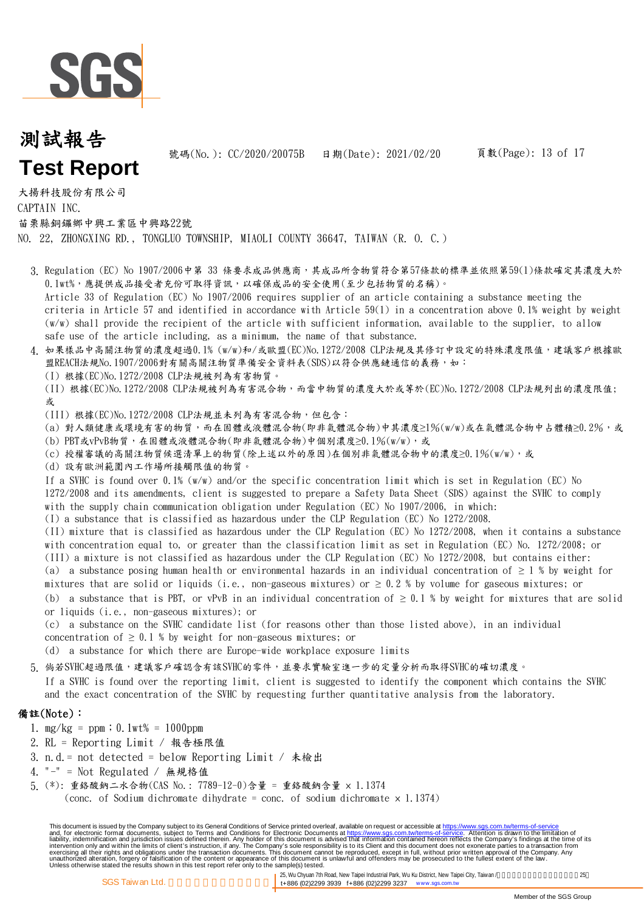# 測試報告
# Test Report

號碼(No.): CC/2020/20075B 日期(Date): 2021/02/20

大揚科技股份有限公司
CAPTAIN INC.
苗栗縣銅鑼鄉中興工業區中興路22號
NO. 22, ZHONGXING RD., TONGLUO TOWNSHIP, MIAOLI COUNTY 36647, TAIWAN (R. O. C.)

3. Regulation (EC) No 1907/2006中第 33 條要求成品供應商，其成品所含物質符合第57條款的標準並依照第59(1)條款確定其濃度大於0.1wt%，應提供成品接受者充份可取得資訊，以確保成品的安全使用(至少包括物質的名稱)。
   Article 33 of Regulation (EC) No 1907/2006 requires supplier of an article containing a substance meeting the criteria in Article 57 and identified in accordance with Article 59(1) in a concentration above 0.1% weight by weight (w/w) shall provide the recipient of the article with sufficient information, available to the supplier, to allow safe use of the article including, as a minimum, the name of that substance.
4. 如果樣品中高關注物質的濃度超過0.1% (w/w)和/或歐盟(EC)No.1272/2008 CLP法規及其修訂中設定的特殊濃度限值，建議客戶根據歐盟REACH法規No.1907/2006對有關高關注物質準備安全資料表(SDS)以符合供應鏈通信的義務，如：
   (I) 根據(EC)No.1272/2008 CLP法規被列為有害物質。
   (II) 根據(EC)No.1272/2008 CLP法規被列為有害混合物，而當中物質的濃度大於或等於(EC)No.1272/2008 CLP法規列出的濃度限值;或
   (III) 根據(EC)No.1272/2008 CLP法規並未列為有害混合物，但包含：
   (a) 對人類健康或環境有害的物質，而在固體或液體混合物(即非氣體混合物)中其濃度≥1%(w/w)或在氣體混合物中占體積≥0.2%，或
   (b) PBT或vPvB物質，在固體或液體混合物(即非氣體混合物)中個別濃度≥0.1%(w/w)，或
   (c) 授權審議的高關注物質候選清單上的物質(除上述以外的原因)在個別非氣體混合物中的濃度≥0.1%(w/w)，或
   (d) 設有歐洲範圍內工作場所接觸限值的物質。
   If a SVHC is found over 0.1% (w/w) and/or the specific concentration limit which is set in Regulation (EC) No 1272/2008 and its amendments, client is suggested to prepare a Safety Data Sheet (SDS) against the SVHC to comply with the supply chain communication obligation under Regulation (EC) No 1907/2006, in which:
   (I) a substance that is classified as hazardous under the CLP Regulation (EC) No 1272/2008.
   (II) mixture that is classified as hazardous under the CLP Regulation (EC) No 1272/2008, when it contains a substance with concentration equal to, or greater than the classification limit as set in Regulation (EC) No. 1272/2008; or
   (III) a mixture is not classified as hazardous under the CLP Regulation (EC) No 1272/2008, but contains either:
   (a) a substance posing human health or environmental hazards in an individual concentration of ≥ 1 % by weight for mixtures that are solid or liquids (i.e., non-gaseous mixtures) or ≥ 0.2 % by volume for gaseous mixtures; or
   (b) a substance that is PBT, or vPvB in an individual concentration of ≥ 0.1 % by weight for mixtures that are solid or liquids (i.e., non-gaseous mixtures); or
   (c) a substance on the SVHC candidate list (for reasons other than those listed above), in an individual concentration of ≥ 0.1 % by weight for non-gaseous mixtures; or
   (d) a substance for which there are Europe-wide workplace exposure limits
5. 倘若SVHC超過限值，建議客戶確認含有該SVHC的零件，並要求實驗室進一步的定量分析而取得SVHC的確切濃度。
   If a SVHC is found over the reporting limit, client is suggested to identify the component which contains the SVHC and the exact concentration of the SVHC by requesting further quantitative analysis from the laboratory.

## 備註(Note)：

1. mg/kg = ppm；0.1wt% = 1000ppm
2. RL = Reporting Limit / 報告極限值
3. n.d. = not detected = below Reporting Limit / 未檢出
4. "-" = Not Regulated / 無規格值
5. (*): 重鉻酸鈉二水合物(CAS No.: 7789-12-0)含量 = 重鉻酸鈉含量 × 1.1374
   (conc. of Sodium dichromate dihydrate = conc. of sodium dichromate × 1.1374)

This document is issued by the Company subject to its General Conditions of Service printed overleaf, available on request or accessible at https://www.sgs.com.tw/terms-of-service and, for electronic format documents, subject to Terms and Conditions for Electronic Documents at https://www.sgs.com.tw/terms-of-service. Attention is drawn to the limitation of liability, indemnification and jurisdiction issues defined therein. Any holder of this document is advised that information contained hereon reflects the Company's findings at the time of its intervention only and within the limits of client's instruction, if any. The Company's sole responsibility is to its Client and this document does not exonerate parties to a transaction from exercising all their rights and obligations under the transaction documents. This document cannot be reproduced, except in full, without prior written approval of the Company. Any unauthorized alteration, forgery or falsification of the content or appearance of this document is unlawful and offenders may be prosecuted to the fullest extent of the law.
Unless otherwise stated the results shown in this test report refer only to the sample(s) tested.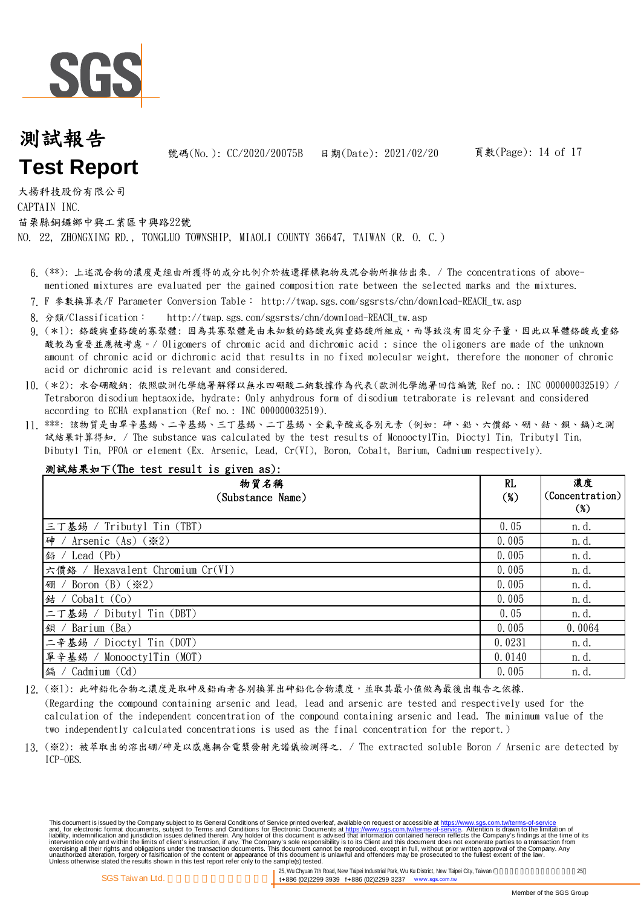# 測試報告
# Test Report

號碼(No.): CC/2020/20075B　日期(Date): 2021/02/20

大揚科技股份有限公司
CAPTAIN INC.
苗栗縣銅鑼鄉中興工業區中興路22號
NO. 22, ZHONGXING RD., TONGLUO TOWNSHIP, MIAOLI COUNTY 36647, TAIWAN (R. O. C.)

6. (**): 上述混合物的濃度是經由所獲得的成分比例介於被選擇標靶物及混合物所推估出來. / The concentrations of above-mentioned mixtures are evaluated per the gained composition rate between the selected marks and the mixtures.
7. F 參數換算表/F Parameter Conversion Table： http://twap.sgs.com/sgsrsts/chn/download-REACH_tw.asp
8. 分類/Classification： http://twap.sgs.com/sgsrsts/chn/download-REACH_tw.asp
9. (＊1): 鉻酸與重鉻酸的寡聚體: 因為其寡聚體是由未知數的鉻酸或與重鉻酸所組成，而導致沒有固定分子量，因此以單體鉻酸或重鉻酸較為重要並應被考慮。/ Oligomers of chromic acid and dichromic acid : since the oligomers are made of the unknown amount of chromic acid or dichromic acid that results in no fixed molecular weight, therefore the monomer of chromic acid or dichromic acid is relevant and considered.
10. (＊2): 水合硼酸鈉: 依照歐洲化學總署解釋以無水四硼酸二鈉數據作為代表(歐洲化學總署回信編號 Ref no.: INC 000000032519) / Tetraboron disodium heptaoxide, hydrate: Only anhydrous form of disodium tetraborate is relevant and considered according to ECHA explanation (Ref no.: INC 000000032519).
11. ***: 該物質是由單辛基錫、二辛基錫、三丁基錫、二丁基錫、全氟辛酸或各別元素 (例如: 砷、鉛、六價鉻、硼、鈷、鋇、鎘)之測試結果計算得知. / The substance was calculated by the test results of MonooctylTin, Dioctyl Tin, Tributyl Tin, Dibutyl Tin, PFOA or element (Ex. Arsenic, Lead, Cr(VI), Boron, Cobalt, Barium, Cadmium respectively).

**測試結果如下(The test result is given as):**

| 物質名稱 (Substance Name) | RL (%) | 濃度 (Concentration) (%) |
|---|---|---|
| 三丁基錫 / Tributyl Tin (TBT) | 0.05 | n.d. |
| 砷 / Arsenic (As) (※2) | 0.005 | n.d. |
| 鉛 / Lead (Pb) | 0.005 | n.d. |
| 六價鉻 / Hexavalent Chromium Cr(VI) | 0.005 | n.d. |
| 硼 / Boron (B) (※2) | 0.005 | n.d. |
| 鈷 / Cobalt (Co) | 0.005 | n.d. |
| 二丁基錫 / Dibutyl Tin (DBT) | 0.05 | n.d. |
| 鋇 / Barium (Ba) | 0.005 | 0.0064 |
| 二辛基錫 / Dioctyl Tin (DOT) | 0.0231 | n.d. |
| 單辛基錫 / MonooctylTin (MOT) | 0.0140 | n.d. |
| 鎘 / Cadmium (Cd) | 0.005 | n.d. |

12. (※1): 此砷鉛化合物之濃度是取砷及鉛兩者各別換算出砷鉛化合物濃度，並取其最小值做為最後出報告之依據.
(Regarding the compound containing arsenic and lead, lead and arsenic are tested and respectively used for the calculation of the independent concentration of the compound containing arsenic and lead. The minimum value of the two independently calculated concentrations is used as the final concentration for the report.)
13. (※2): 被萃取出的溶出硼/砷是以感應耦合電漿發射光譜儀檢測得之. / The extracted soluble Boron / Arsenic are detected by ICP-OES.

This document is issued by the Company subject to its General Conditions of Service printed overleaf, available on request or accessible at https://www.sgs.com.tw/terms-of-service and, for electronic format documents, subject to Terms and Conditions for Electronic Documents at https://www.sgs.com.tw/terms-of-service. Attention is drawn to the limitation of liability, indemnification and jurisdiction issues defined therein. Any holder of this document is advised that information contained hereon reflects the Company's findings at the time of its intervention only and within the limits of client's instruction, if any. The Company's sole responsibility is to its Client and this document does not exonerate parties to a transaction from exercising all their rights and obligations under the transaction documents. This document cannot be reproduced, except in full, without prior written approval of the Company. Any unauthorized alteration, forgery or falsification of the content or appearance of this document is unlawful and offenders may be prosecuted to the fullest extent of the law.
Unless otherwise stated the results shown in this test report refer only to the sample(s) tested.

SGS Taiwan Ltd. | 25, Wu Chyuan 7th Road, New Taipei Industrial Park, Wu Ku District, New Taipei City, Taiwan / t+886 (02)2299 3939 f+886 (02)2299 3237 www.sgs.com.tw

Member of the SGS Group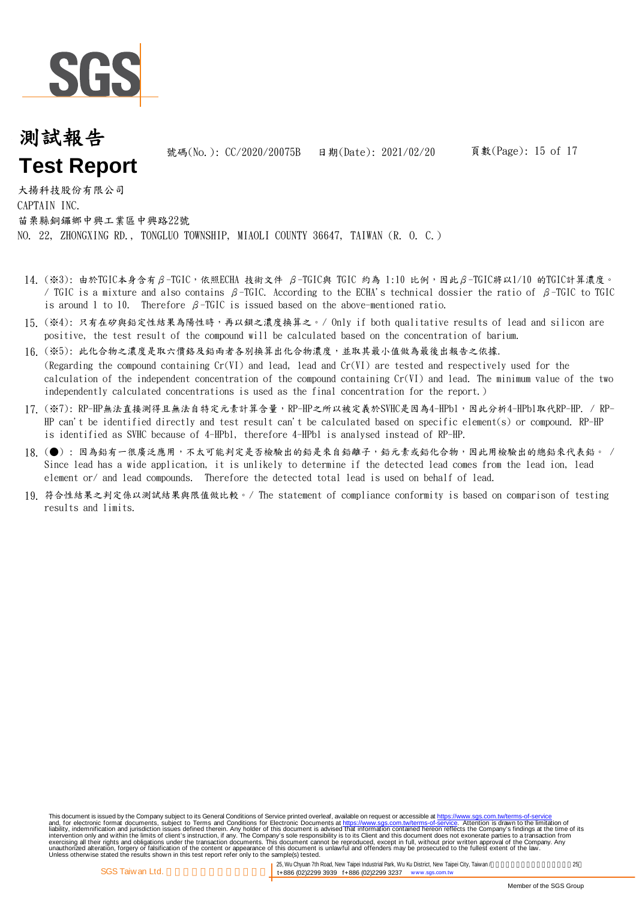大揚科技股份有限公司
CAPTAIN INC.
苗栗縣銅鑼鄉中興工業區中興路22號
NO. 22, ZHONGXING RD., TONGLUO TOWNSHIP, MIAOLI COUNTY 36647, TAIWAN (R. O. C.)

14. (※3): 由於TGIC本身含有β-TGIC，依照ECHA 技術文件 β-TGIC與 TGIC 約為 1:10 比例，因此β-TGIC將以1/10 的TGIC計算濃度。/ TGIC is a mixture and also contains β-TGIC. According to the ECHA's technical dossier the ratio of β-TGIC to TGIC is around 1 to 10. Therefore β-TGIC is issued based on the above-mentioned ratio.
15. (※4): 只有在矽與鉛定性結果為陽性時，再以鋇之濃度換算之。/ Only if both qualitative results of lead and silicon are positive, the test result of the compound will be calculated based on the concentration of barium.
16. (※5): 此化合物之濃度是取六價鉻及鉛兩者各別換算出化合物濃度，並取其最小值做為最後出報告之依據.
(Regarding the compound containing Cr(VI) and lead, lead and Cr(VI) are tested and respectively used for the calculation of the independent concentration of the compound containing Cr(VI) and lead. The minimum value of the two independently calculated concentrations is used as the final concentration for the report.)
17. (※7): RP-HP無法直接測得且無法自特定元素計算含量，RP-HP之所以被定義於SVHC是因為4-HPbl，因此分析4-HPbl取代RP-HP. / RP-HP can't be identified directly and test result can't be calculated based on specific element(s) or compound. RP-HP is identified as SVHC because of 4-HPbl, therefore 4-HPbl is analysed instead of RP-HP.
18. (●) : 因為鉛有一很廣泛應用，不太可能判定是否檢驗出的鉛是來自鉛離子，鉛元素或鉛化合物，因此用檢驗出的總鉛來代表鉛。 / Since lead has a wide application, it is unlikely to determine if the detected lead comes from the lead ion, lead element or/ and lead compounds. Therefore the detected total lead is used on behalf of lead.
19. 符合性結果之判定係以測試結果與限值做比較。/ The statement of compliance conformity is based on comparison of testing results and limits.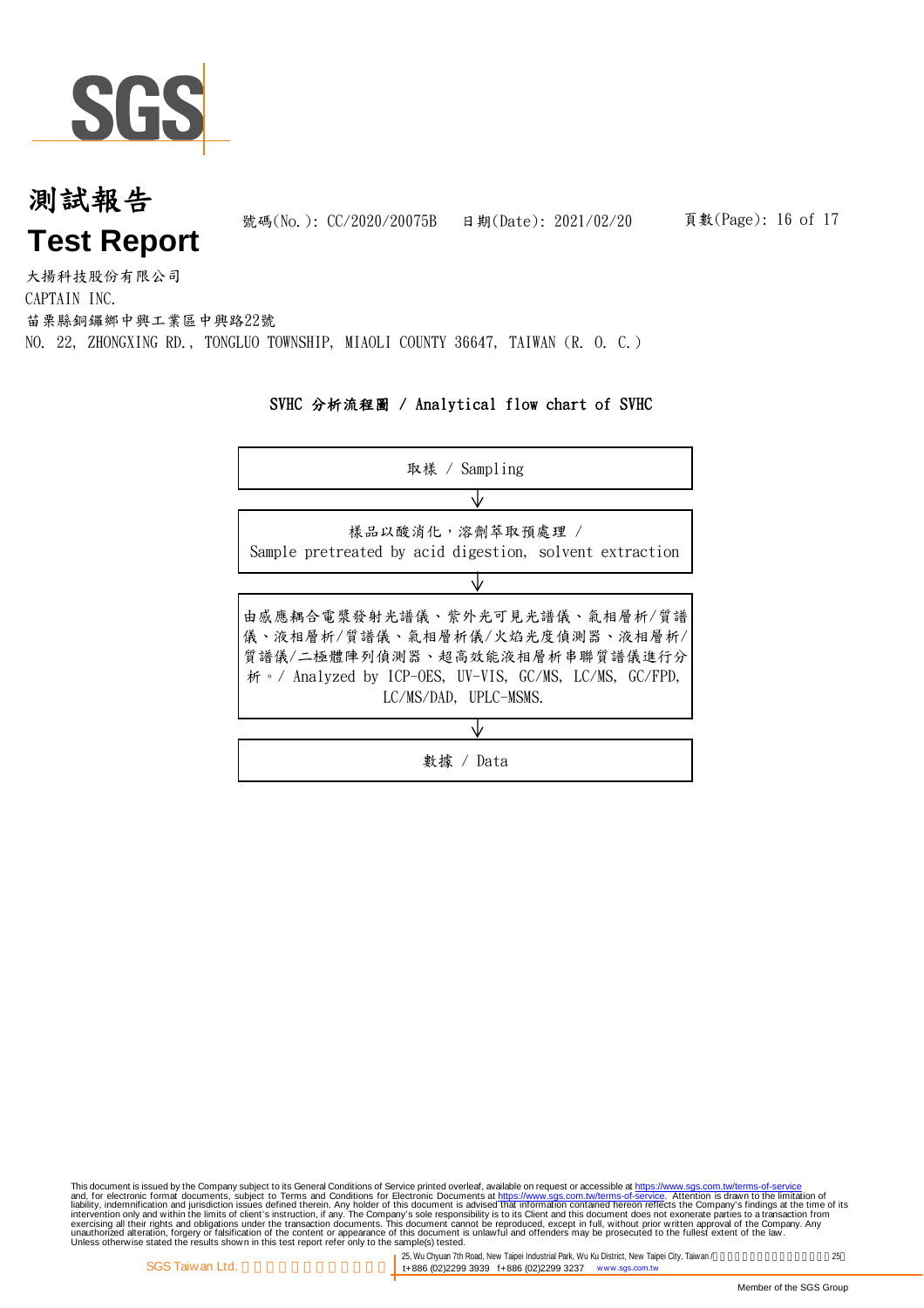# 測試報告
# Test Report

號碼(No.): CC/2020/20075B　日期(Date): 2021/02/20

大揚科技股份有限公司
CAPTAIN INC.
苗栗縣銅鑼鄉中興工業區中興路22號
NO. 22, ZHONGXING RD., TONGLUO TOWNSHIP, MIAOLI COUNTY 36647, TAIWAN (R. O. C.)

## SVHC 分析流程圖 / Analytical flow chart of SVHC

取樣 / Sampling

↓

樣品以酸消化，溶劑萃取預處理 / Sample pretreated by acid digestion, solvent extraction

↓

由感應耦合電漿發射光譜儀、紫外光可見光譜儀、氣相層析/質譜儀、液相層析/質譜儀、氣相層析儀/火焰光度偵測器、液相層析/質譜儀/二極體陣列偵測器、超高效能液相層析串聯質譜儀進行分析。/ Analyzed by ICP-OES, UV-VIS, GC/MS, LC/MS, GC/FPD, LC/MS/DAD, UPLC-MSMS.

↓

數據 / Data

This document is issued by the Company subject to its General Conditions of Service printed overleaf, available on request or accessible at https://www.sgs.com.tw/terms-of-service and, for electronic format documents, subject to Terms and Conditions for Electronic Documents at https://www.sgs.com.tw/terms-of-service. Attention is drawn to the limitation of liability, indemnification and jurisdiction issues defined therein. Any holder of this document is advised that information contained hereon reflects the Company's findings at the time of its intervention only and within the limits of client's instruction, if any. The Company's sole responsibility is to its Client and this document does not exonerate parties to a transaction from exercising all their rights and obligations under the transaction documents. This document cannot be reproduced, except in full, without prior written approval of the Company. Any unauthorized alteration, forgery or falsification of the content or appearance of this document is unlawful and offenders may be prosecuted to the fullest extent of the law. Unless otherwise stated the results shown in this test report refer only to the sample(s) tested.

SGS Taiwan Ltd. | 25, Wu Chyuan 7th Road, New Taipei Industrial Park, Wu Ku District, New Taipei City, Taiwan | t+886 (02)2299 3939 f+886 (02)2299 3237 www.sgs.com.tw

Member of the SGS Group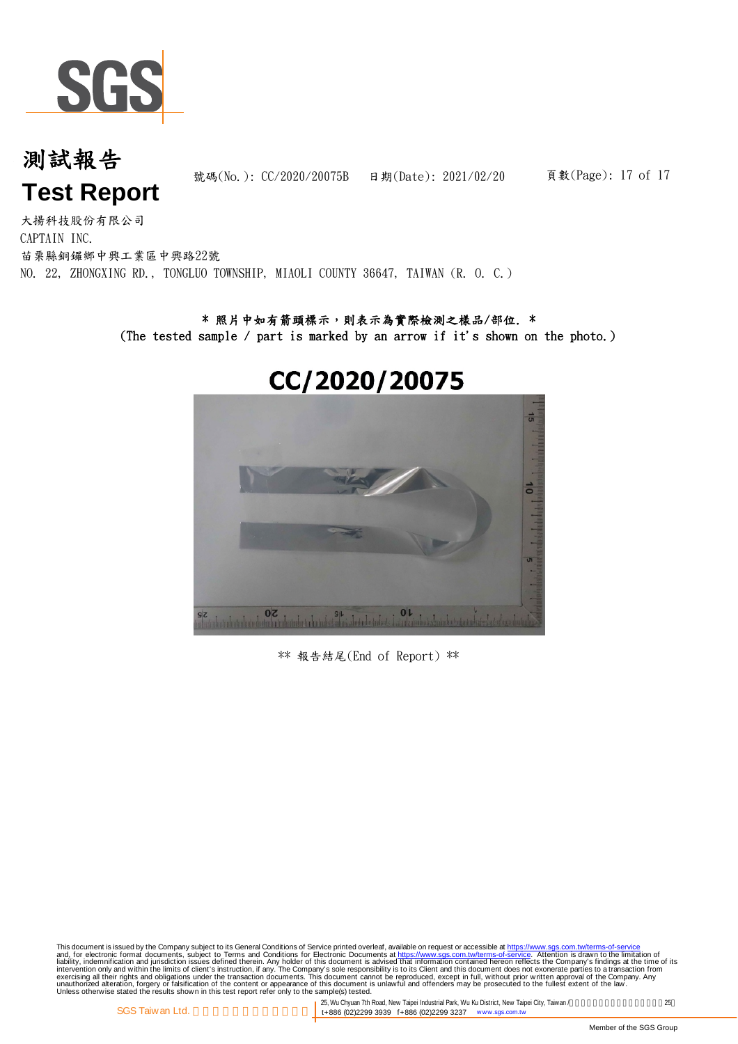# 測試報告

# Test Report

號碼(No.): CC/2020/20075B　日期(Date): 2021/02/20

大揚科技股份有限公司
CAPTAIN INC.
苗栗縣銅鑼鄉中興工業區中興路22號
NO. 22, ZHONGXING RD., TONGLUO TOWNSHIP, MIAOLI COUNTY 36647, TAIWAN (R. O. C.)

**\* 照片中如有箭頭標示，則表示為實際檢測之樣品/部位. \***
(The tested sample / part is marked by an arrow if it's shown on the photo.)

**CC/2020/20075**

** 報告結尾(End of Report) **

This document is issued by the Company subject to its General Conditions of Service printed overleaf, available on request or accessible at https://www.sgs.com.tw/terms-of-service and, for electronic format documents, subject to Terms and Conditions for Electronic Documents at https://www.sgs.com.tw/terms-of-service. Attention is drawn to the limitation of liability, indemnification and jurisdiction issues defined therein. Any holder of this document is advised that information contained hereon reflects the Company's findings at the time of its intervention only and within the limits of client's instruction, if any. The Company's sole responsibility is to its Client and this document does not exonerate parties to a transaction from exercising all their rights and obligations under the transaction documents. This document cannot be reproduced, except in full, without prior written approval of the Company. Any unauthorized alteration, forgery or falsification of the content or appearance of this document is unlawful and offenders may be prosecuted to the fullest extent of the law.
Unless otherwise stated the results shown in this test report refer only to the sample(s) tested.

SGS Taiwan Ltd.　25, Wu Chyuan 7th Road, New Taipei Industrial Park, Wu Ku District, New Taipei City, Taiwan
t+886 (02)2299 3939　f+886 (02)2299 3237　www.sgs.com.tw

Member of the SGS Group